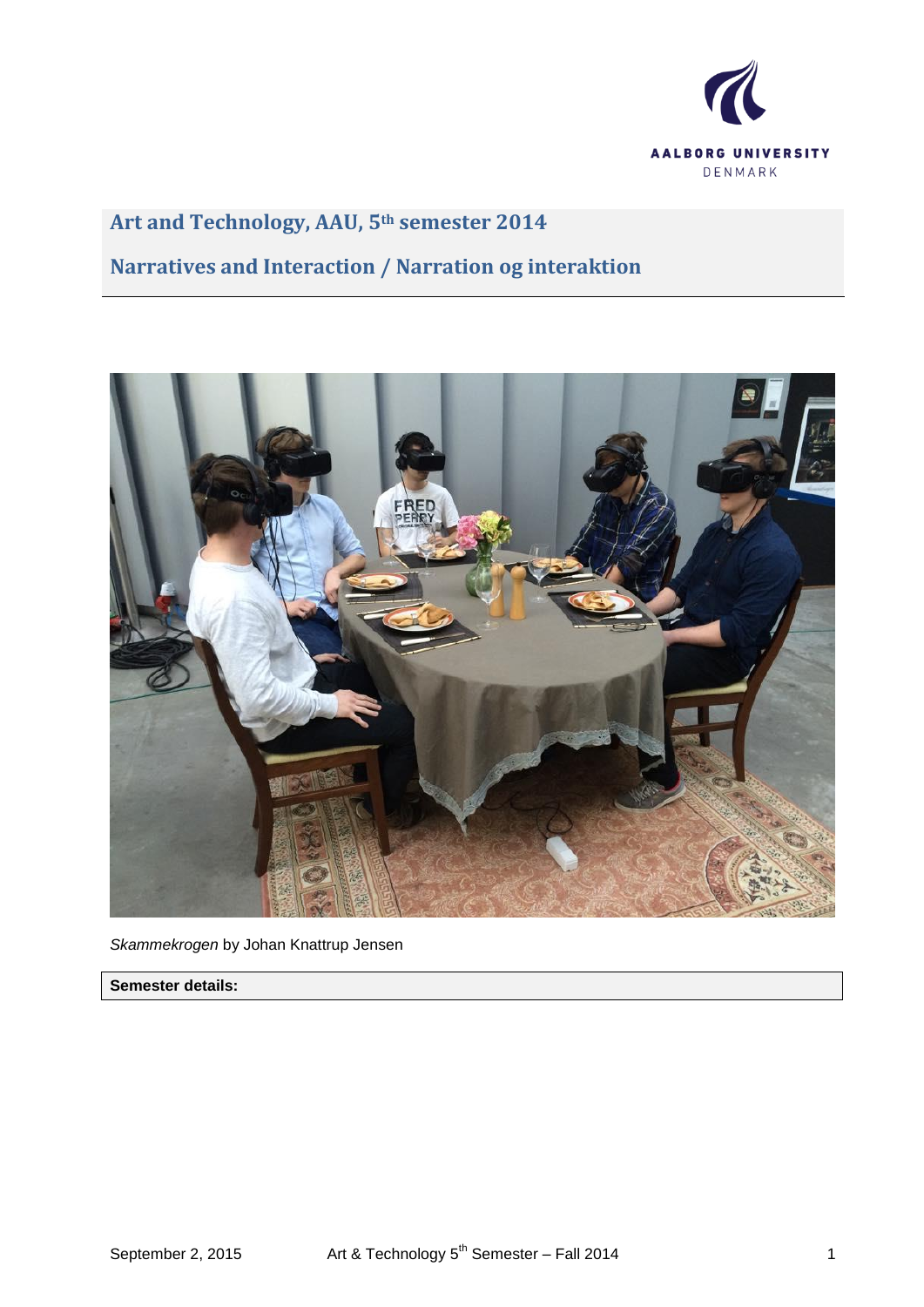AALBORG UNIVERSITY
DENMARK

# Art and Technology, AAU, 5th semester 2014

## Narratives and Interaction / Narration og interaktion

*Skammekrogen* by Johan Knattrup Jensen

**Semester details:**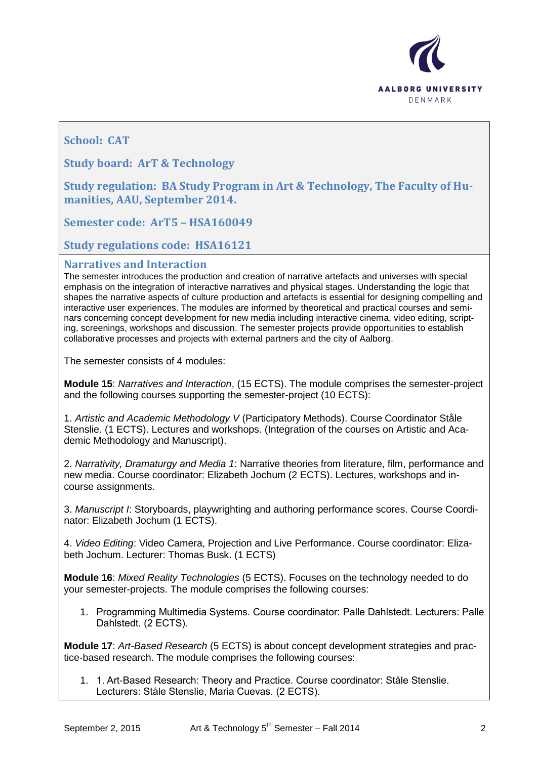**School: CAT**

**Study board: ArT & Technology**

**Study regulation: BA Study Program in Art & Technology, The Faculty of Humanities, AAU, September 2014.**

**Semester code: ArT5 – HSA160049**

**Study regulations code: HSA16121**

## Narratives and Interaction

The semester introduces the production and creation of narrative artefacts and universes with special emphasis on the integration of interactive narratives and physical stages. Understanding the logic that shapes the narrative aspects of culture production and artefacts is essential for designing compelling and interactive user experiences. The modules are informed by theoretical and practical courses and seminars concerning concept development for new media including interactive cinema, video editing, scripting, screenings, workshops and discussion. The semester projects provide opportunities to establish collaborative processes and projects with external partners and the city of Aalborg.

The semester consists of 4 modules:

**Module 15**: *Narratives and Interaction*, (15 ECTS). The module comprises the semester-project and the following courses supporting the semester-project (10 ECTS):

1. *Artistic and Academic Methodology V* (Participatory Methods). Course Coordinator Ståle Stenslie. (1 ECTS). Lectures and workshops. (Integration of the courses on Artistic and Academic Methodology and Manuscript).

2. *Narrativity, Dramaturgy and Media 1*: Narrative theories from literature, film, performance and new media. Course coordinator: Elizabeth Jochum (2 ECTS). Lectures, workshops and in-course assignments.

3. *Manuscript I*: Storyboards, playwrighting and authoring performance scores. Course Coordinator: Elizabeth Jochum (1 ECTS).

4. *Video Editing*: Video Camera, Projection and Live Performance. Course coordinator: Elizabeth Jochum. Lecturer: Thomas Busk. (1 ECTS)

**Module 16**: *Mixed Reality Technologies* (5 ECTS). Focuses on the technology needed to do your semester-projects. The module comprises the following courses:

1. Programming Multimedia Systems. Course coordinator: Palle Dahlstedt. Lecturers: Palle Dahlstedt. (2 ECTS).

**Module 17**: *Art-Based Research* (5 ECTS) is about concept development strategies and practice-based research. The module comprises the following courses:

1. 1. Art-Based Research: Theory and Practice. Course coordinator: Ståle Stenslie. Lecturers: Ståle Stenslie, Maria Cuevas. (2 ECTS).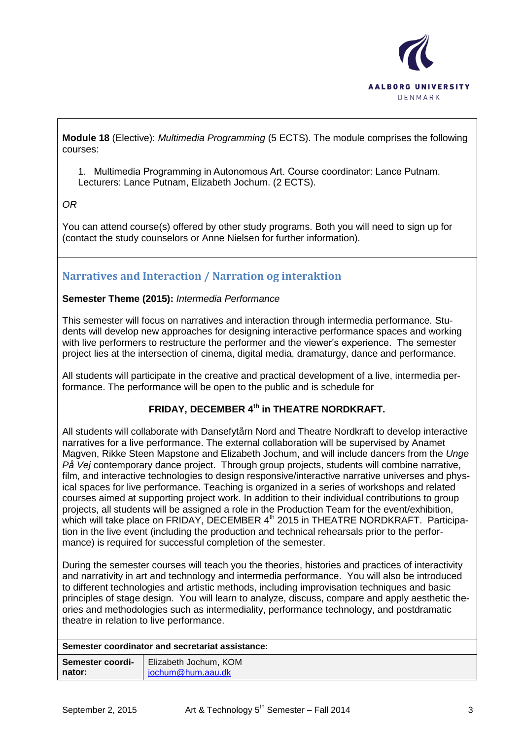**Module 18** (Elective): *Multimedia Programming* (5 ECTS). The module comprises the following courses:

1. Multimedia Programming in Autonomous Art. Course coordinator: Lance Putnam. Lecturers: Lance Putnam, Elizabeth Jochum. (2 ECTS).

*OR*

You can attend course(s) offered by other study programs. Both you will need to sign up for (contact the study counselors or Anne Nielsen for further information).

## Narratives and Interaction / Narration og interaktion

**Semester Theme (2015):** *Intermedia Performance*

This semester will focus on narratives and interaction through intermedia performance. Students will develop new approaches for designing interactive performance spaces and working with live performers to restructure the performer and the viewer's experience. The semester project lies at the intersection of cinema, digital media, dramaturgy, dance and performance.

All students will participate in the creative and practical development of a live, intermedia performance. The performance will be open to the public and is schedule for

**FRIDAY, DECEMBER 4th in THEATRE NORDKRAFT.**

All students will collaborate with Dansefytårn Nord and Theatre Nordkraft to develop interactive narratives for a live performance. The external collaboration will be supervised by Anamet Magven, Rikke Steen Mapstone and Elizabeth Jochum, and will include dancers from the *Unge På Vej* contemporary dance project. Through group projects, students will combine narrative, film, and interactive technologies to design responsive/interactive narrative universes and physical spaces for live performance. Teaching is organized in a series of workshops and related courses aimed at supporting project work. In addition to their individual contributions to group projects, all students will be assigned a role in the Production Team for the event/exhibition, which will take place on FRIDAY, DECEMBER 4th 2015 in THEATRE NORDKRAFT. Participation in the live event (including the production and technical rehearsals prior to the performance) is required for successful completion of the semester.

During the semester courses will teach you the theories, histories and practices of interactivity and narrativity in art and technology and intermedia performance. You will also be introduced to different technologies and artistic methods, including improvisation techniques and basic principles of stage design. You will learn to analyze, discuss, compare and apply aesthetic theories and methodologies such as intermediality, performance technology, and postdramatic theatre in relation to live performance.

| **Semester coordinator and secretariat assistance:** | |
|---|---|
| **Semester coordinator:** | Elizabeth Jochum, KOM<br>jochum@hum.aau.dk |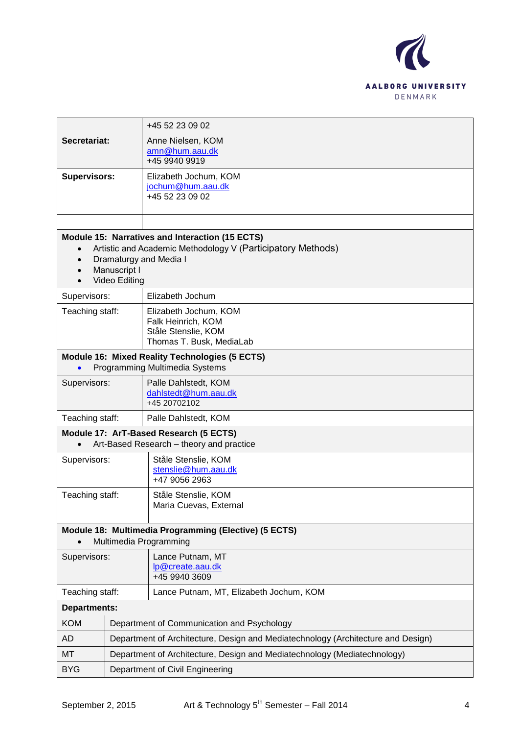| | |
|---|---|
| **Secretariat:** | +45 52 23 09 02<br>Anne Nielsen, KOM<br>amn@hum.aau.dk<br>+45 9940 9919 |
| **Supervisors:** | Elizabeth Jochum, KOM<br>jochum@hum.aau.dk<br>+45 52 23 09 02 |
| | |

| | |
|---|---|
| **Module 15: Narratives and Interaction (15 ECTS)**<br>• Artistic and Academic Methodology V (Participatory Methods)<br>• Dramaturgy and Media I<br>• Manuscript I<br>• Video Editing | |
| Supervisors: | Elizabeth Jochum |
| Teaching staff: | Elizabeth Jochum, KOM<br>Falk Heinrich, KOM<br>Ståle Stenslie, KOM<br>Thomas T. Busk, MediaLab |
| **Module 16: Mixed Reality Technologies (5 ECTS)**<br>• Programming Multimedia Systems | |
| Supervisors: | Palle Dahlstedt, KOM<br>dahlstedt@hum.aau.dk<br>+45 20702102 |
| Teaching staff: | Palle Dahlstedt, KOM |
| **Module 17: ArT-Based Research (5 ECTS)**<br>• Art-Based Research – theory and practice | |
| Supervisors: | Ståle Stenslie, KOM<br>stenslie@hum.aau.dk<br>+47 9056 2963 |
| Teaching staff: | Ståle Stenslie, KOM<br>Maria Cuevas, External |
| **Module 18: Multimedia Programming (Elective) (5 ECTS)**<br>• Multimedia Programming | |
| Supervisors: | Lance Putnam, MT<br>lp@create.aau.dk<br>+45 9940 3609 |
| Teaching staff: | Lance Putnam, MT, Elizabeth Jochum, KOM |

| **Departments:** | |
|---|---|
| KOM | Department of Communication and Psychology |
| AD | Department of Architecture, Design and Mediatechnology (Architecture and Design) |
| MT | Department of Architecture, Design and Mediatechnology (Mediatechnology) |
| BYG | Department of Civil Engineering |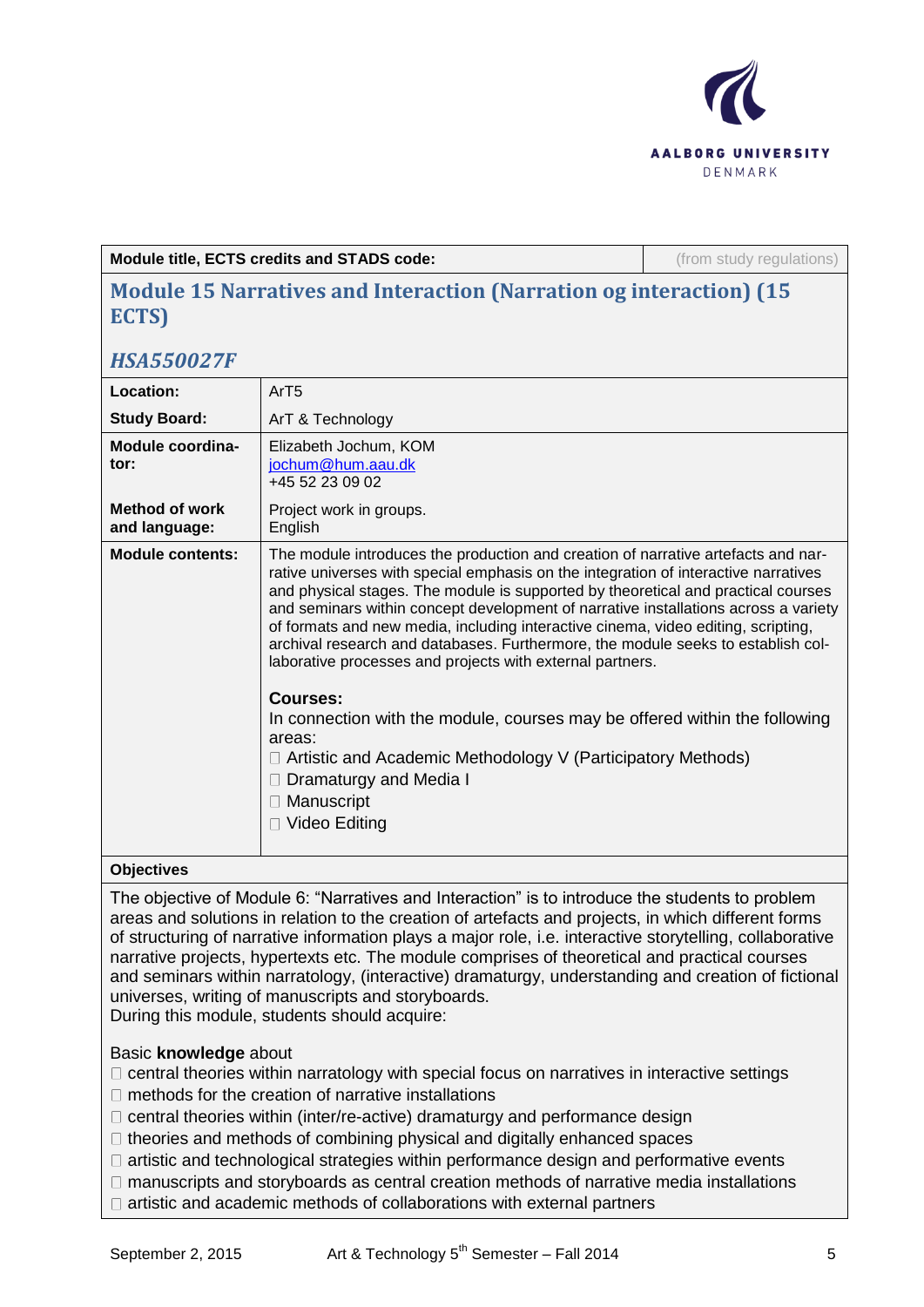| Module title, ECTS credits and STADS code: | (from study regulations) |
|---|---|

## Module 15 Narratives and Interaction (Narration og interaction) (15 ECTS)

### *HSA550027F*

| | |
|---|---|
| **Location:** | ArT5 |
| **Study Board:** | ArT & Technology |
| **Module coordinator:** | Elizabeth Jochum, KOM<br>jochum@hum.aau.dk<br>+45 52 23 09 02 |
| **Method of work and language:** | Project work in groups.<br>English |
| **Module contents:** | The module introduces the production and creation of narrative artefacts and narrative universes with special emphasis on the integration of interactive narratives and physical stages. The module is supported by theoretical and practical courses and seminars within concept development of narrative installations across a variety of formats and new media, including interactive cinema, video editing, scripting, archival research and databases. Furthermore, the module seeks to establish collaborative processes and projects with external partners.<br><br>**Courses:**<br>In connection with the module, courses may be offered within the following areas:<br>- Artistic and Academic Methodology V (Participatory Methods)<br>- Dramaturgy and Media I<br>- Manuscript<br>- Video Editing |

**Objectives**

The objective of Module 6: “Narratives and Interaction” is to introduce the students to problem areas and solutions in relation to the creation of artefacts and projects, in which different forms of structuring of narrative information plays a major role, i.e. interactive storytelling, collaborative narrative projects, hypertexts etc. The module comprises of theoretical and practical courses and seminars within narratology, (interactive) dramaturgy, understanding and creation of fictional universes, writing of manuscripts and storyboards.
During this module, students should acquire:

Basic **knowledge** about

- central theories within narratology with special focus on narratives in interactive settings
- methods for the creation of narrative installations
- central theories within (inter/re-active) dramaturgy and performance design
- theories and methods of combining physical and digitally enhanced spaces
- artistic and technological strategies within performance design and performative events
- manuscripts and storyboards as central creation methods of narrative media installations
- artistic and academic methods of collaborations with external partners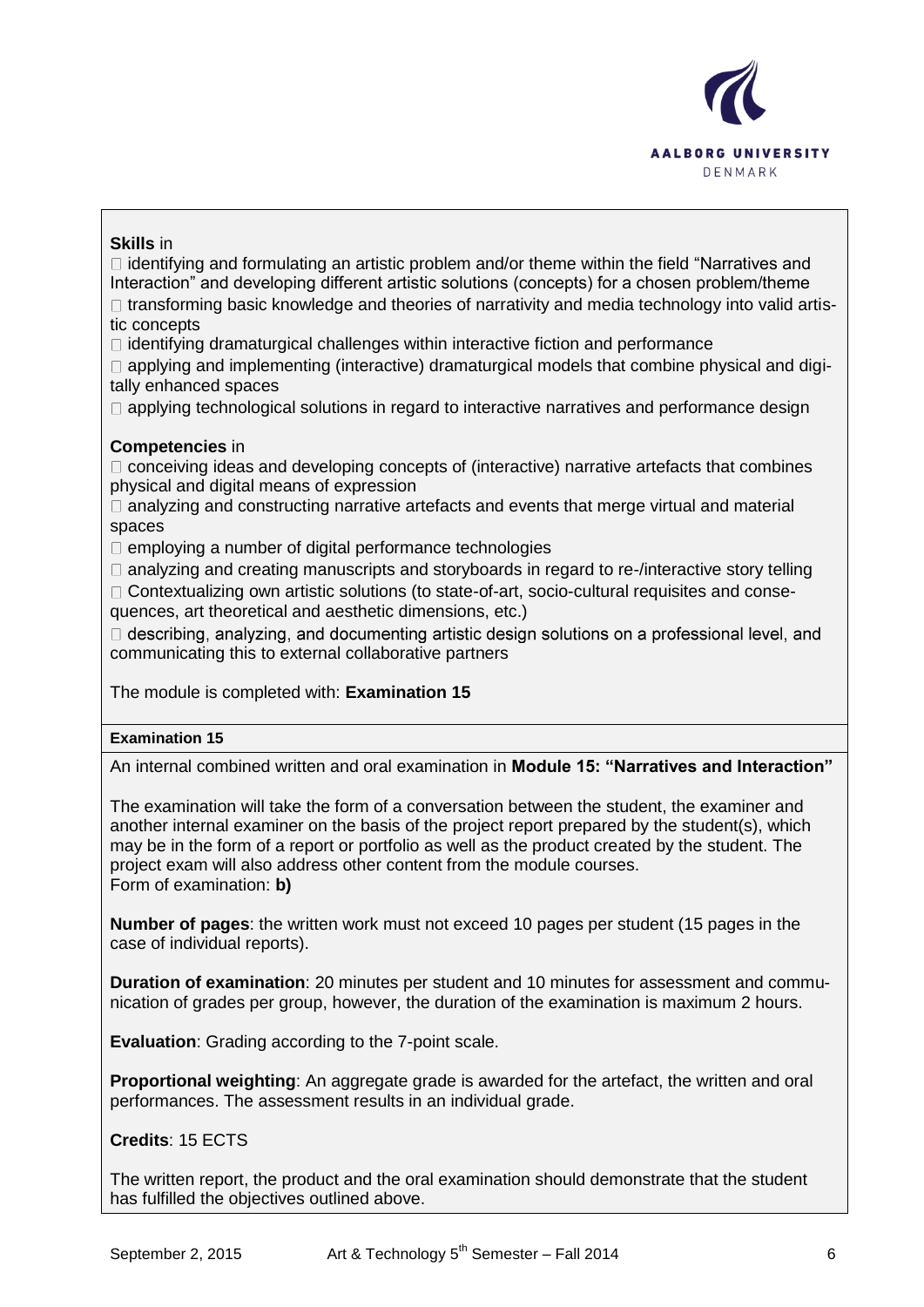**Skills** in

- identifying and formulating an artistic problem and/or theme within the field "Narratives and Interaction" and developing different artistic solutions (concepts) for a chosen problem/theme
- transforming basic knowledge and theories of narrativity and media technology into valid artistic concepts
- identifying dramaturgical challenges within interactive fiction and performance
- applying and implementing (interactive) dramaturgical models that combine physical and digitally enhanced spaces
- applying technological solutions in regard to interactive narratives and performance design

**Competencies** in

- conceiving ideas and developing concepts of (interactive) narrative artefacts that combines physical and digital means of expression
- analyzing and constructing narrative artefacts and events that merge virtual and material spaces
- employing a number of digital performance technologies
- analyzing and creating manuscripts and storyboards in regard to re-/interactive story telling
- Contextualizing own artistic solutions (to state-of-art, socio-cultural requisites and consequences, art theoretical and aesthetic dimensions, etc.)
- describing, analyzing, and documenting artistic design solutions on a professional level, and communicating this to external collaborative partners

The module is completed with: **Examination 15**

**Examination 15**

An internal combined written and oral examination in **Module 15: "Narratives and Interaction"**

The examination will take the form of a conversation between the student, the examiner and another internal examiner on the basis of the project report prepared by the student(s), which may be in the form of a report or portfolio as well as the product created by the student. The project exam will also address other content from the module courses.
Form of examination: **b)**

**Number of pages**: the written work must not exceed 10 pages per student (15 pages in the case of individual reports).

**Duration of examination**: 20 minutes per student and 10 minutes for assessment and communication of grades per group, however, the duration of the examination is maximum 2 hours.

**Evaluation**: Grading according to the 7-point scale.

**Proportional weighting**: An aggregate grade is awarded for the artefact, the written and oral performances. The assessment results in an individual grade.

**Credits**: 15 ECTS

The written report, the product and the oral examination should demonstrate that the student has fulfilled the objectives outlined above.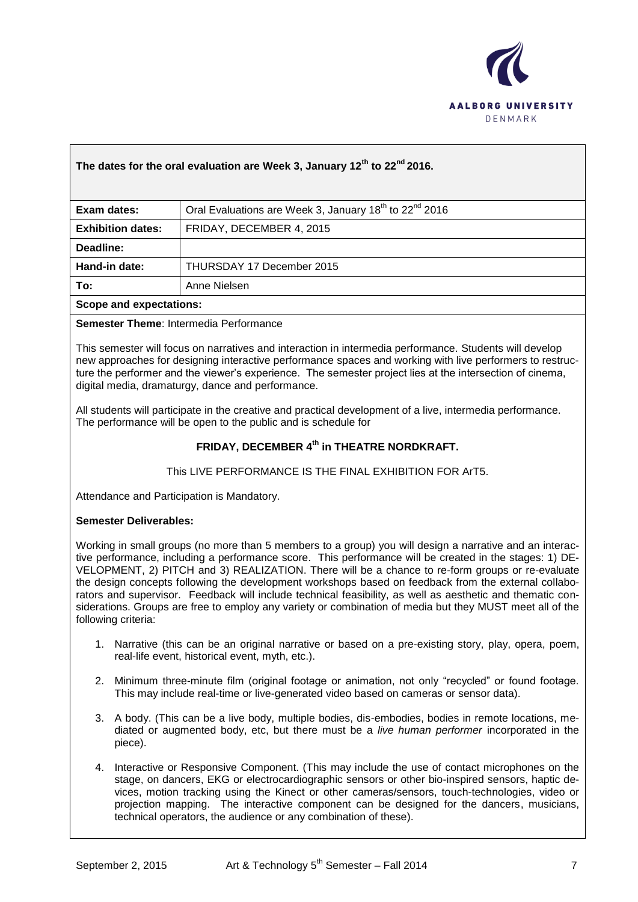**The dates for the oral evaluation are Week 3, January 12th to 22nd 2016.**

| | |
|---|---|
| **Exam dates:** | Oral Evaluations are Week 3, January 18th to 22nd 2016 |
| **Exhibition dates:** | FRIDAY, DECEMBER 4, 2015 |
| **Deadline:** | |
| **Hand-in date:** | THURSDAY 17 December 2015 |
| **To:** | Anne Nielsen |

**Scope and expectations:**

**Semester Theme**: Intermedia Performance

This semester will focus on narratives and interaction in intermedia performance. Students will develop new approaches for designing interactive performance spaces and working with live performers to restructure the performer and the viewer's experience. The semester project lies at the intersection of cinema, digital media, dramaturgy, dance and performance.

All students will participate in the creative and practical development of a live, intermedia performance. The performance will be open to the public and is schedule for

**FRIDAY, DECEMBER 4th in THEATRE NORDKRAFT.**

This LIVE PERFORMANCE IS THE FINAL EXHIBITION FOR ArT5.

Attendance and Participation is Mandatory.

**Semester Deliverables:**

Working in small groups (no more than 5 members to a group) you will design a narrative and an interactive performance, including a performance score. This performance will be created in the stages: 1) DEVELOPMENT, 2) PITCH and 3) REALIZATION. There will be a chance to re-form groups or re-evaluate the design concepts following the development workshops based on feedback from the external collaborators and supervisor. Feedback will include technical feasibility, as well as aesthetic and thematic considerations. Groups are free to employ any variety or combination of media but they MUST meet all of the following criteria:

1. Narrative (this can be an original narrative or based on a pre-existing story, play, opera, poem, real-life event, historical event, myth, etc.).
2. Minimum three-minute film (original footage or animation, not only "recycled" or found footage. This may include real-time or live-generated video based on cameras or sensor data).
3. A body. (This can be a live body, multiple bodies, dis-embodies, bodies in remote locations, mediated or augmented body, etc, but there must be a *live human performer* incorporated in the piece).
4. Interactive or Responsive Component. (This may include the use of contact microphones on the stage, on dancers, EKG or electrocardiographic sensors or other bio-inspired sensors, haptic devices, motion tracking using the Kinect or other cameras/sensors, touch-technologies, video or projection mapping. The interactive component can be designed for the dancers, musicians, technical operators, the audience or any combination of these).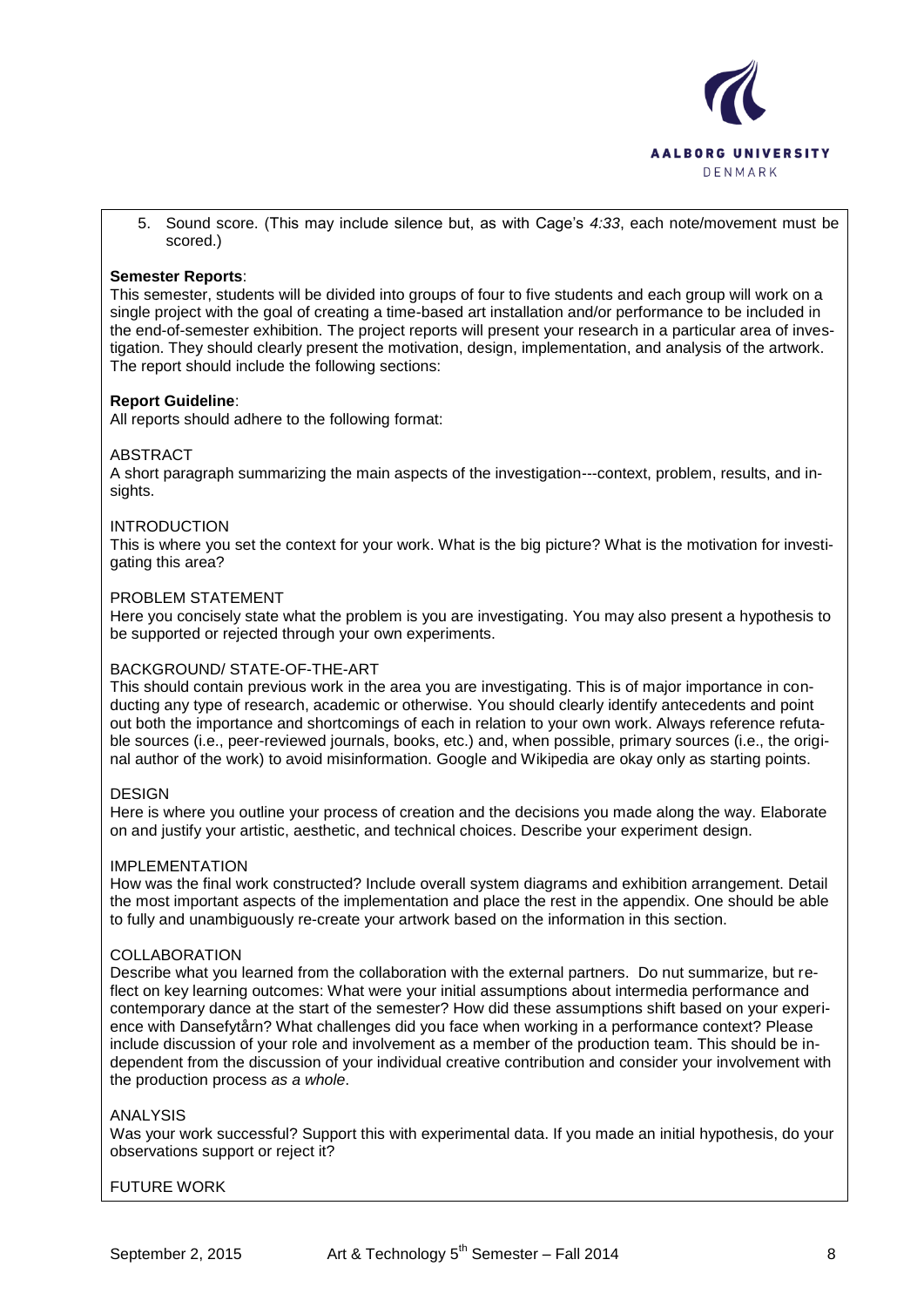5. Sound score. (This may include silence but, as with Cage's *4:33*, each note/movement must be scored.)

**Semester Reports**:
This semester, students will be divided into groups of four to five students and each group will work on a single project with the goal of creating a time-based art installation and/or performance to be included in the end-of-semester exhibition. The project reports will present your research in a particular area of investigation. They should clearly present the motivation, design, implementation, and analysis of the artwork. The report should include the following sections:

**Report Guideline**:
All reports should adhere to the following format:

ABSTRACT
A short paragraph summarizing the main aspects of the investigation---context, problem, results, and insights.

INTRODUCTION
This is where you set the context for your work. What is the big picture? What is the motivation for investigating this area?

PROBLEM STATEMENT
Here you concisely state what the problem is you are investigating. You may also present a hypothesis to be supported or rejected through your own experiments.

BACKGROUND/ STATE-OF-THE-ART
This should contain previous work in the area you are investigating. This is of major importance in conducting any type of research, academic or otherwise. You should clearly identify antecedents and point out both the importance and shortcomings of each in relation to your own work. Always reference refutable sources (i.e., peer-reviewed journals, books, etc.) and, when possible, primary sources (i.e., the original author of the work) to avoid misinformation. Google and Wikipedia are okay only as starting points.

DESIGN
Here is where you outline your process of creation and the decisions you made along the way. Elaborate on and justify your artistic, aesthetic, and technical choices. Describe your experiment design.

IMPLEMENTATION
How was the final work constructed? Include overall system diagrams and exhibition arrangement. Detail the most important aspects of the implementation and place the rest in the appendix. One should be able to fully and unambiguously re-create your artwork based on the information in this section.

COLLABORATION
Describe what you learned from the collaboration with the external partners. Do nut summarize, but reflect on key learning outcomes: What were your initial assumptions about intermedia performance and contemporary dance at the start of the semester? How did these assumptions shift based on your experience with Dansefytårn? What challenges did you face when working in a performance context? Please include discussion of your role and involvement as a member of the production team. This should be independent from the discussion of your individual creative contribution and consider your involvement with the production process *as a whole*.

ANALYSIS
Was your work successful? Support this with experimental data. If you made an initial hypothesis, do your observations support or reject it?

FUTURE WORK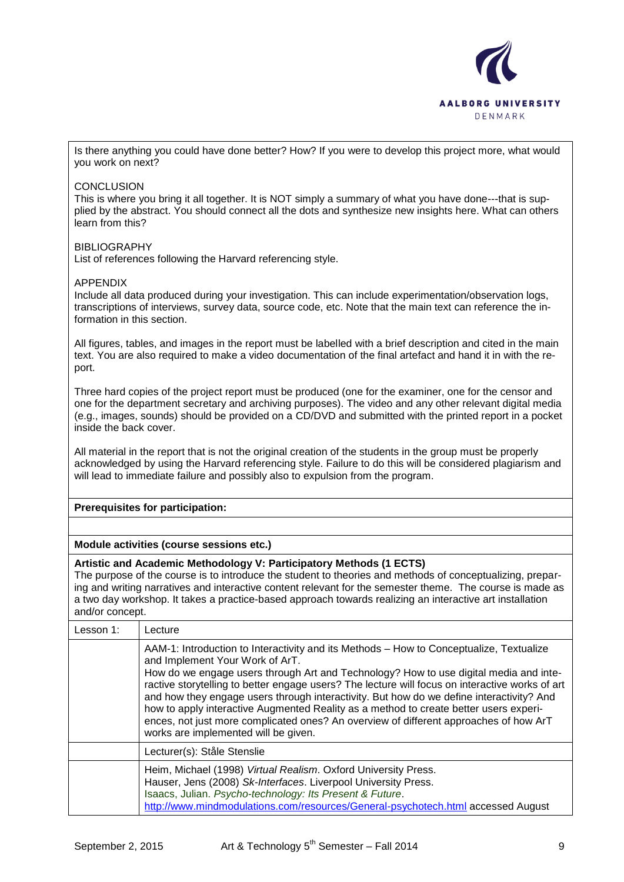Is there anything you could have done better? How? If you were to develop this project more, what would you work on next?

CONCLUSION
This is where you bring it all together. It is NOT simply a summary of what you have done---that is supplied by the abstract. You should connect all the dots and synthesize new insights here. What can others learn from this?

BIBLIOGRAPHY
List of references following the Harvard referencing style.

APPENDIX
Include all data produced during your investigation. This can include experimentation/observation logs, transcriptions of interviews, survey data, source code, etc. Note that the main text can reference the information in this section.

All figures, tables, and images in the report must be labelled with a brief description and cited in the main text. You are also required to make a video documentation of the final artefact and hand it in with the report.

Three hard copies of the project report must be produced (one for the examiner, one for the censor and one for the department secretary and archiving purposes). The video and any other relevant digital media (e.g., images, sounds) should be provided on a CD/DVD and submitted with the printed report in a pocket inside the back cover.

All material in the report that is not the original creation of the students in the group must be properly acknowledged by using the Harvard referencing style. Failure to do this will be considered plagiarism and will lead to immediate failure and possibly also to expulsion from the program.

**Prerequisites for participation:**

**Module activities (course sessions etc.)**

**Artistic and Academic Methodology V: Participatory Methods (1 ECTS)**
The purpose of the course is to introduce the student to theories and methods of conceptualizing, preparing and writing narratives and interactive content relevant for the semester theme. The course is made as a two day workshop. It takes a practice-based approach towards realizing an interactive art installation and/or concept.

| Lesson 1: | Lecture |
|---|---|
| | AAM-1: Introduction to Interactivity and its Methods – How to Conceptualize, Textualize and Implement Your Work of ArT.<br>How do we engage users through Art and Technology? How to use digital media and interactive storytelling to better engage users? The lecture will focus on interactive works of art and how they engage users through interactivity. But how do we define interactivity? And how to apply interactive Augmented Reality as a method to create better users experiences, not just more complicated ones? An overview of different approaches of how ArT works are implemented will be given. |
| | Lecturer(s): Ståle Stenslie |
| | Heim, Michael (1998) *Virtual Realism*. Oxford University Press.<br>Hauser, Jens (2008) *Sk-Interfaces*. Liverpool University Press.<br>Isaacs, Julian. *Psycho-technology: Its Present & Future*.<br>http://www.mindmodulations.com/resources/General-psychotech.html accessed August |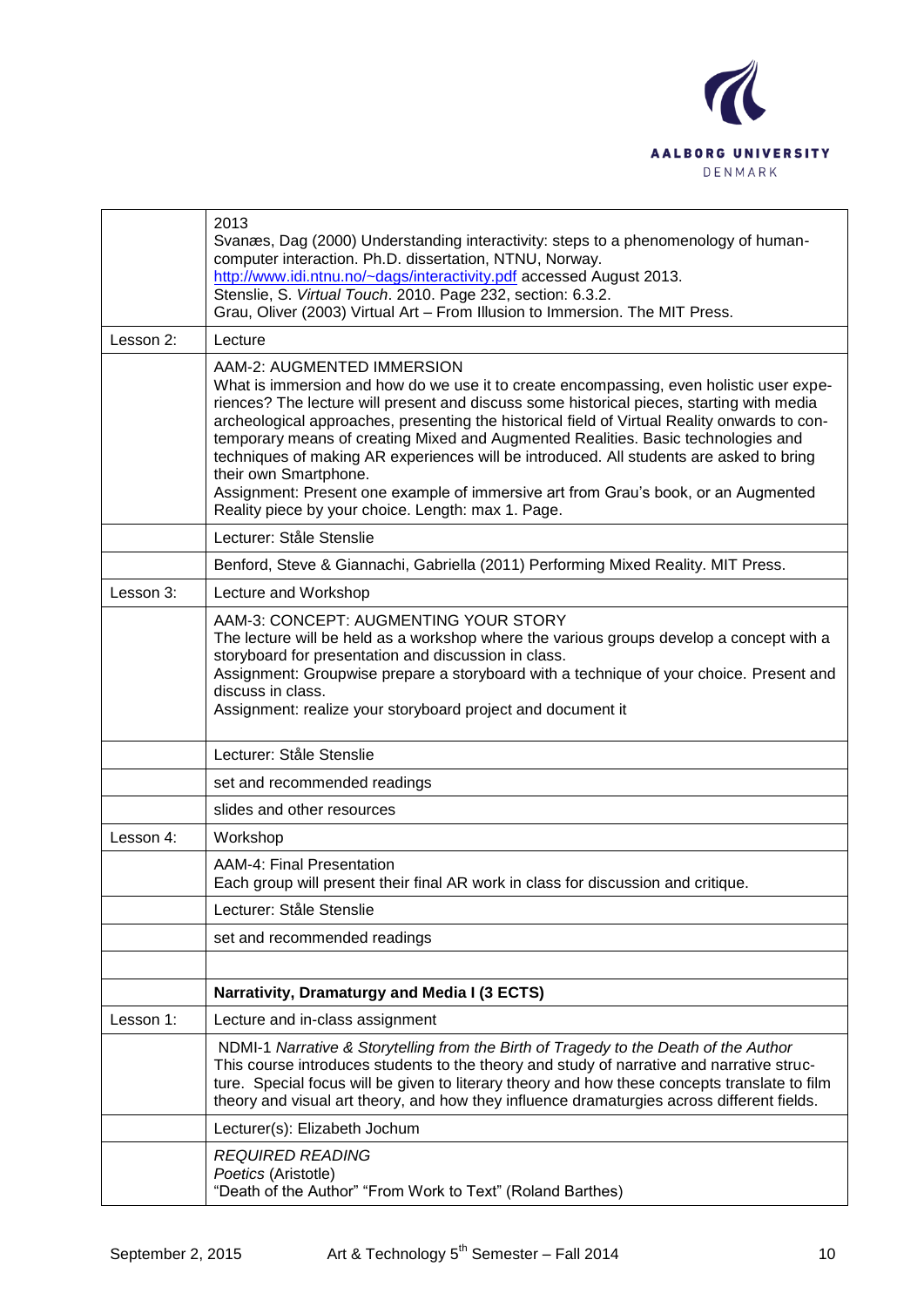| | |
|---|---|
| | 2013<br>Svanæs, Dag (2000) Understanding interactivity: steps to a phenomenology of human-computer interaction. Ph.D. dissertation, NTNU, Norway. http://www.idi.ntnu.no/~dags/interactivity.pdf accessed August 2013.<br>Stenslie, S. *Virtual Touch*. 2010. Page 232, section: 6.3.2.<br>Grau, Oliver (2003) Virtual Art – From Illusion to Immersion. The MIT Press. |
| Lesson 2: | Lecture |
| | AAM-2: AUGMENTED IMMERSION<br>What is immersion and how do we use it to create encompassing, even holistic user experiences? The lecture will present and discuss some historical pieces, starting with media archeological approaches, presenting the historical field of Virtual Reality onwards to contemporary means of creating Mixed and Augmented Realities. Basic technologies and techniques of making AR experiences will be introduced. All students are asked to bring their own Smartphone.<br>Assignment: Present one example of immersive art from Grau's book, or an Augmented Reality piece by your choice. Length: max 1. Page. |
| | Lecturer: Ståle Stenslie |
| | Benford, Steve & Giannachi, Gabriella (2011) Performing Mixed Reality. MIT Press. |
| Lesson 3: | Lecture and Workshop |
| | AAM-3: CONCEPT: AUGMENTING YOUR STORY<br>The lecture will be held as a workshop where the various groups develop a concept with a storyboard for presentation and discussion in class.<br>Assignment: Groupwise prepare a storyboard with a technique of your choice. Present and discuss in class.<br>Assignment: realize your storyboard project and document it |
| | Lecturer: Ståle Stenslie |
| | set and recommended readings |
| | slides and other resources |
| Lesson 4: | Workshop |
| | AAM-4: Final Presentation<br>Each group will present their final AR work in class for discussion and critique. |
| | Lecturer: Ståle Stenslie |
| | set and recommended readings |
| | |
| | **Narrativity, Dramaturgy and Media I (3 ECTS)** |
| Lesson 1: | Lecture and in-class assignment |
| | NDMI-1 *Narrative & Storytelling from the Birth of Tragedy to the Death of the Author*<br>This course introduces students to the theory and study of narrative and narrative structure. Special focus will be given to literary theory and how these concepts translate to film theory and visual art theory, and how they influence dramaturgies across different fields. |
| | Lecturer(s): Elizabeth Jochum |
| | *REQUIRED READING*<br>*Poetics* (Aristotle)<br>"Death of the Author" "From Work to Text" (Roland Barthes) |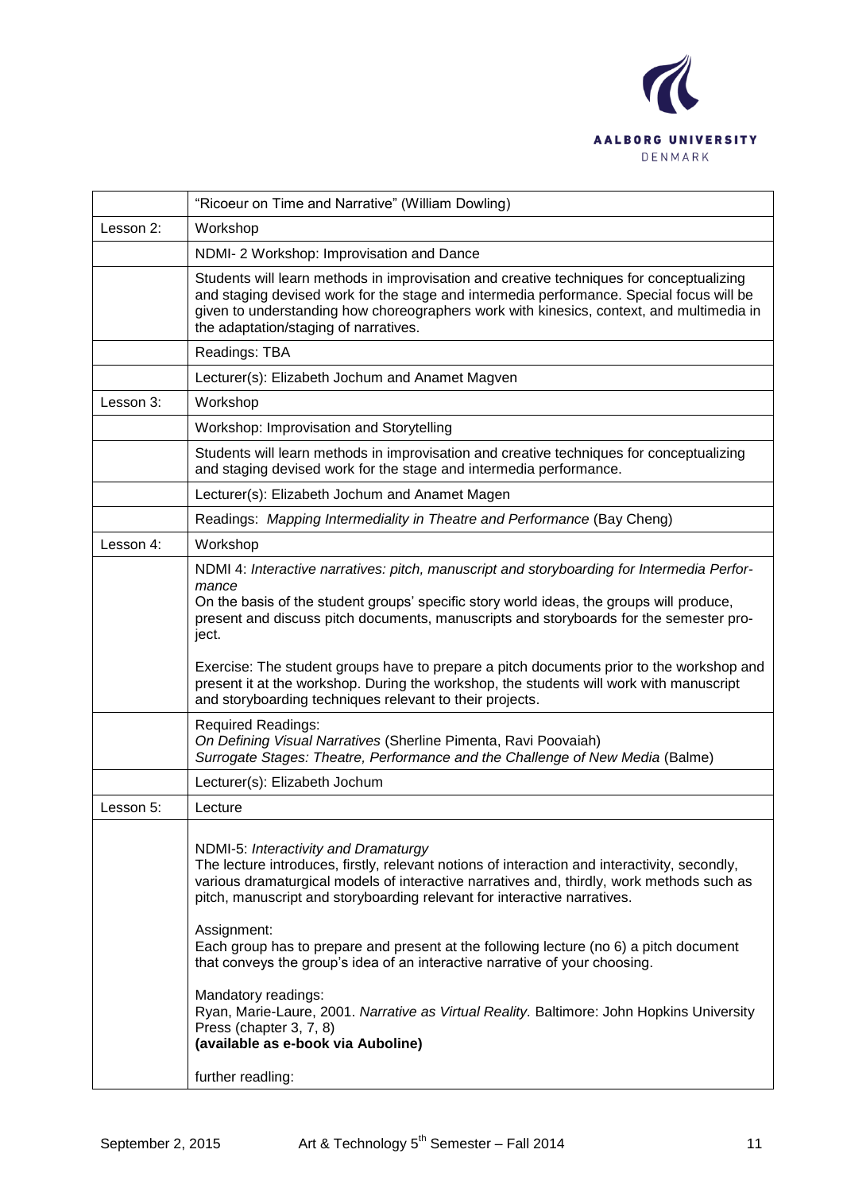| | |
|---|---|
| | "Ricoeur on Time and Narrative" (William Dowling) |
| Lesson 2: | Workshop |
| | NDMI- 2 Workshop: Improvisation and Dance |
| | Students will learn methods in improvisation and creative techniques for conceptualizing and staging devised work for the stage and intermedia performance. Special focus will be given to understanding how choreographers work with kinesics, context, and multimedia in the adaptation/staging of narratives. |
| | Readings: TBA |
| | Lecturer(s): Elizabeth Jochum and Anamet Magven |
| Lesson 3: | Workshop |
| | Workshop: Improvisation and Storytelling |
| | Students will learn methods in improvisation and creative techniques for conceptualizing and staging devised work for the stage and intermedia performance. |
| | Lecturer(s): Elizabeth Jochum and Anamet Magen |
| | Readings: *Mapping Intermediality in Theatre and Performance* (Bay Cheng) |
| Lesson 4: | Workshop |
| | NDMI 4: *Interactive narratives: pitch, manuscript and storyboarding for Intermedia Performance*<br>On the basis of the student groups' specific story world ideas, the groups will produce, present and discuss pitch documents, manuscripts and storyboards for the semester project.<br><br>Exercise: The student groups have to prepare a pitch documents prior to the workshop and present it at the workshop. During the workshop, the students will work with manuscript and storyboarding techniques relevant to their projects. |
| | Required Readings:<br>*On Defining Visual Narratives* (Sherline Pimenta, Ravi Poovaiah)<br>*Surrogate Stages: Theatre, Performance and the Challenge of New Media* (Balme) |
| | Lecturer(s): Elizabeth Jochum |
| Lesson 5: | Lecture |
| | NDMI-5: *Interactivity and Dramaturgy*<br>The lecture introduces, firstly, relevant notions of interaction and interactivity, secondly, various dramaturgical models of interactive narratives and, thirdly, work methods such as pitch, manuscript and storyboarding relevant for interactive narratives.<br><br>Assignment:<br>Each group has to prepare and present at the following lecture (no 6) a pitch document that conveys the group's idea of an interactive narrative of your choosing.<br><br>Mandatory readings:<br>Ryan, Marie-Laure, 2001. *Narrative as Virtual Reality.* Baltimore: John Hopkins University Press (chapter 3, 7, 8)<br>**(available as e-book via Auboline)**<br><br>further readling: |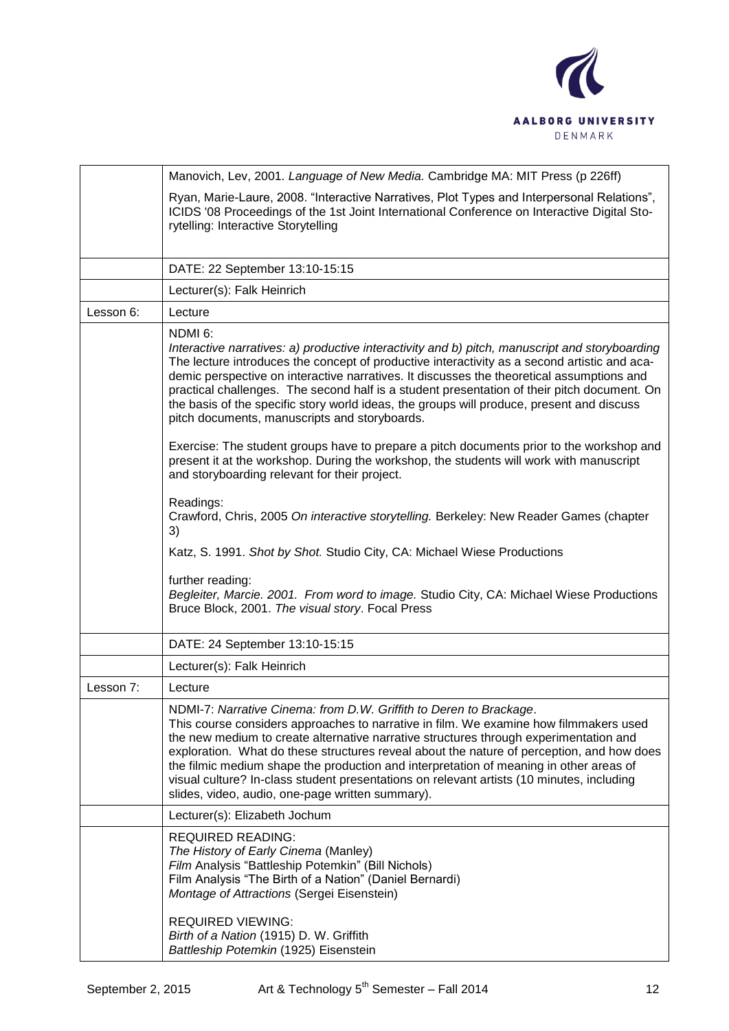| | |
|---|---|
| | Manovich, Lev, 2001. *Language of New Media.* Cambridge MA: MIT Press (p 226ff)<br><br>Ryan, Marie-Laure, 2008. "Interactive Narratives, Plot Types and Interpersonal Relations", ICIDS '08 Proceedings of the 1st Joint International Conference on Interactive Digital Storytelling: Interactive Storytelling |
| | DATE: 22 September 13:10-15:15 |
| | Lecturer(s): Falk Heinrich |
| Lesson 6: | Lecture |
| | NDMI 6:<br>*Interactive narratives: a) productive interactivity and b) pitch, manuscript and storyboarding*<br>The lecture introduces the concept of productive interactivity as a second artistic and academic perspective on interactive narratives. It discusses the theoretical assumptions and practical challenges. The second half is a student presentation of their pitch document. On the basis of the specific story world ideas, the groups will produce, present and discuss pitch documents, manuscripts and storyboards.<br><br>Exercise: The student groups have to prepare a pitch documents prior to the workshop and present it at the workshop. During the workshop, the students will work with manuscript and storyboarding relevant for their project.<br><br>Readings:<br>Crawford, Chris, 2005 *On interactive storytelling.* Berkeley: New Reader Games (chapter 3)<br><br>Katz, S. 1991. *Shot by Shot.* Studio City, CA: Michael Wiese Productions<br><br>further reading:<br>*Begleiter, Marcie. 2001. From word to image.* Studio City, CA: Michael Wiese Productions<br>Bruce Block, 2001. *The visual story*. Focal Press |
| | DATE: 24 September 13:10-15:15 |
| | Lecturer(s): Falk Heinrich |
| Lesson 7: | Lecture |
| | NDMI-7: *Narrative Cinema: from D.W. Griffith to Deren to Brackage*.<br>This course considers approaches to narrative in film. We examine how filmmakers used the new medium to create alternative narrative structures through experimentation and exploration. What do these structures reveal about the nature of perception, and how does the filmic medium shape the production and interpretation of meaning in other areas of visual culture? In-class student presentations on relevant artists (10 minutes, including slides, video, audio, one-page written summary). |
| | Lecturer(s): Elizabeth Jochum |
| | REQUIRED READING:<br>*The History of Early Cinema* (Manley)<br>*Film* Analysis "Battleship Potemkin" (Bill Nichols)<br>Film Analysis "The Birth of a Nation" (Daniel Bernardi)<br>*Montage of Attractions* (Sergei Eisenstein)<br><br>REQUIRED VIEWING:<br>*Birth of a Nation* (1915) D. W. Griffith<br>*Battleship Potemkin* (1925) Eisenstein |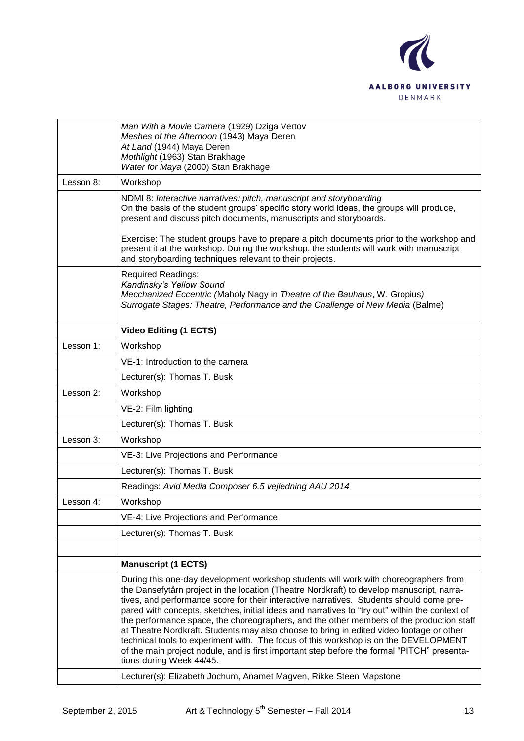| | |
|---|---|
| | *Man With a Movie Camera* (1929) Dziga Vertov<br>*Meshes of the Afternoon* (1943) Maya Deren<br>*At Land* (1944) Maya Deren<br>*Mothlight* (1963) Stan Brakhage<br>*Water for Maya* (2000) Stan Brakhage |
| Lesson 8: | Workshop |
| | NDMI 8: *Interactive narratives: pitch, manuscript and storyboarding*<br>On the basis of the student groups' specific story world ideas, the groups will produce, present and discuss pitch documents, manuscripts and storyboards.<br><br>Exercise: The student groups have to prepare a pitch documents prior to the workshop and present it at the workshop. During the workshop, the students will work with manuscript and storyboarding techniques relevant to their projects. |
| | Required Readings:<br>*Kandinsky's Yellow Sound*<br>*Mecchanized Eccentric (*Maholy Nagy in *Theatre of the Bauhaus*, W. Gropius*)*<br>*Surrogate Stages: Theatre, Performance and the Challenge of New Media* (Balme) |
| | **Video Editing (1 ECTS)** |
| Lesson 1: | Workshop |
| | VE-1: Introduction to the camera |
| | Lecturer(s): Thomas T. Busk |
| Lesson 2: | Workshop |
| | VE-2: Film lighting |
| | Lecturer(s): Thomas T. Busk |
| Lesson 3: | Workshop |
| | VE-3: Live Projections and Performance |
| | Lecturer(s): Thomas T. Busk |
| | Readings: *Avid Media Composer 6.5 vejledning AAU 2014* |
| Lesson 4: | Workshop |
| | VE-4: Live Projections and Performance |
| | Lecturer(s): Thomas T. Busk |
| | |
| | **Manuscript (1 ECTS)** |
| | During this one-day development workshop students will work with choreographers from the Dansefytårn project in the location (Theatre Nordkraft) to develop manuscript, narratives, and performance score for their interactive narratives. Students should come prepared with concepts, sketches, initial ideas and narratives to "try out" within the context of the performance space, the choreographers, and the other members of the production staff at Theatre Nordkraft. Students may also choose to bring in edited video footage or other technical tools to experiment with. The focus of this workshop is on the DEVELOPMENT of the main project nodule, and is first important step before the formal "PITCH" presentations during Week 44/45. |
| | Lecturer(s): Elizabeth Jochum, Anamet Magven, Rikke Steen Mapstone |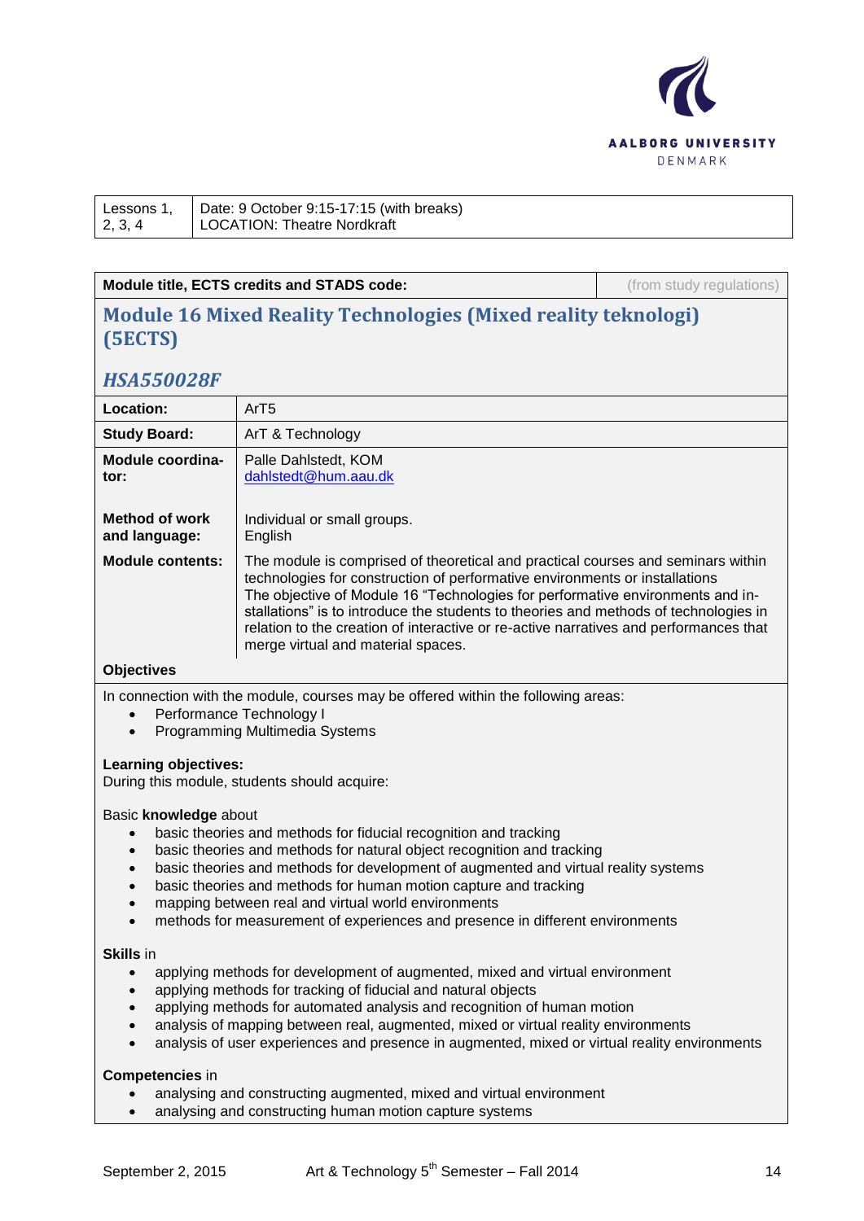| Lessons 1, 2, 3, 4 | Date: 9 October 9:15-17:15 (with breaks)<br>LOCATION: Theatre Nordkraft |
|---|---|

| **Module title, ECTS credits and STADS code:** | (from study regulations) |
|---|---|

## Module 16 Mixed Reality Technologies (Mixed reality teknologi) (5ECTS)

### *HSA550028F*

| | |
|---|---|
| **Location:** | ArT5 |
| **Study Board:** | ArT & Technology |
| **Module coordinator:** | Palle Dahlstedt, KOM<br>dahlstedt@hum.aau.dk |
| **Method of work and language:** | Individual or small groups.<br>English |
| **Module contents:** | The module is comprised of theoretical and practical courses and seminars within technologies for construction of performative environments or installations<br>The objective of Module 16 "Technologies for performative environments and installations" is to introduce the students to theories and methods of technologies in relation to the creation of interactive or re-active narratives and performances that merge virtual and material spaces. |

**Objectives**

In connection with the module, courses may be offered within the following areas:

- Performance Technology I
- Programming Multimedia Systems

**Learning objectives:**
During this module, students should acquire:

Basic **knowledge** about

- basic theories and methods for fiducial recognition and tracking
- basic theories and methods for natural object recognition and tracking
- basic theories and methods for development of augmented and virtual reality systems
- basic theories and methods for human motion capture and tracking
- mapping between real and virtual world environments
- methods for measurement of experiences and presence in different environments

**Skills** in

- applying methods for development of augmented, mixed and virtual environment
- applying methods for tracking of fiducial and natural objects
- applying methods for automated analysis and recognition of human motion
- analysis of mapping between real, augmented, mixed or virtual reality environments
- analysis of user experiences and presence in augmented, mixed or virtual reality environments

**Competencies** in

- analysing and constructing augmented, mixed and virtual environment
- analysing and constructing human motion capture systems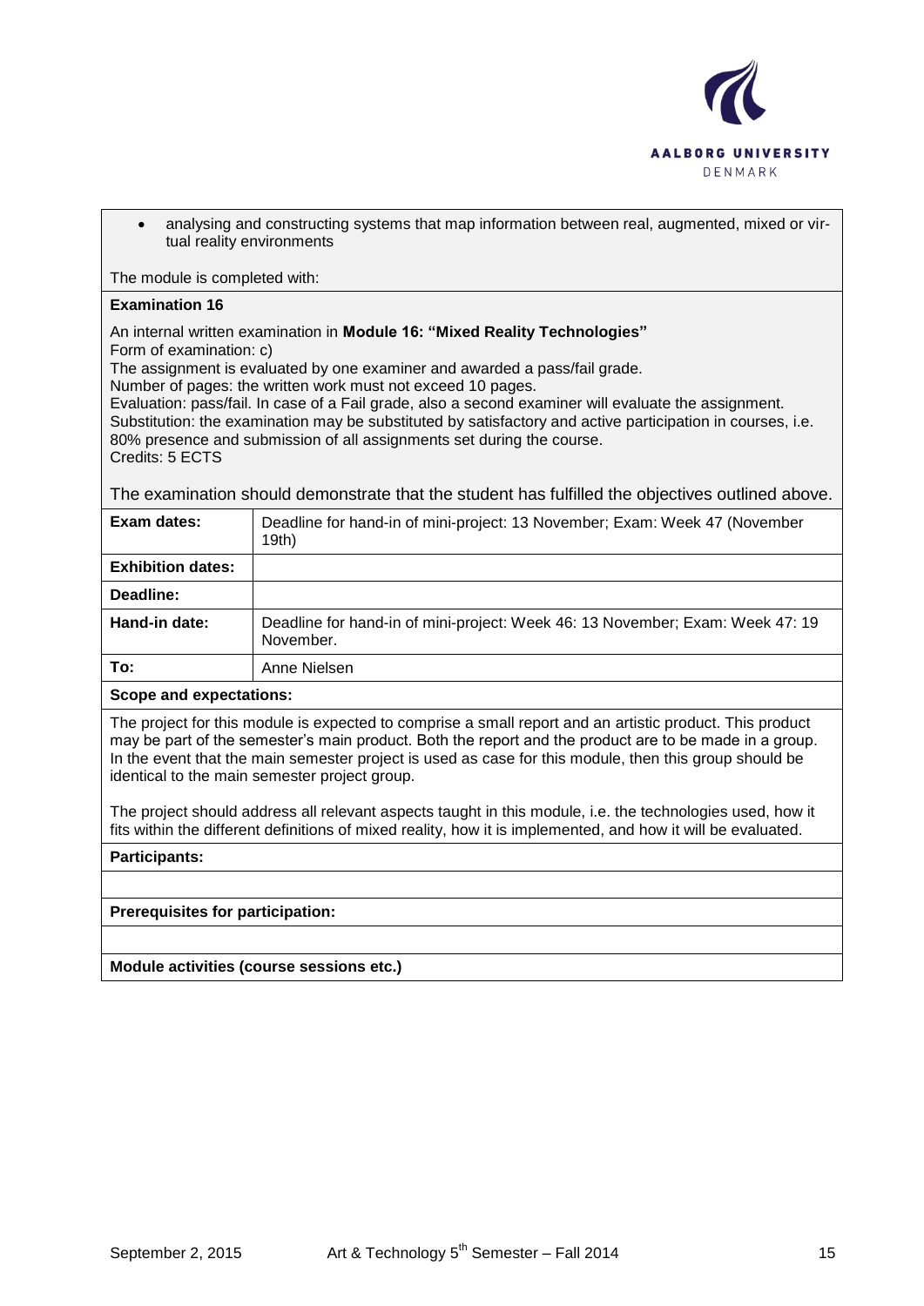- analysing and constructing systems that map information between real, augmented, mixed or virtual reality environments

The module is completed with:

**Examination 16**

An internal written examination in **Module 16: "Mixed Reality Technologies"**
Form of examination: c)
The assignment is evaluated by one examiner and awarded a pass/fail grade.
Number of pages: the written work must not exceed 10 pages.
Evaluation: pass/fail. In case of a Fail grade, also a second examiner will evaluate the assignment.
Substitution: the examination may be substituted by satisfactory and active participation in courses, i.e. 80% presence and submission of all assignments set during the course.
Credits: 5 ECTS

The examination should demonstrate that the student has fulfilled the objectives outlined above.

| | |
|---|---|
| **Exam dates:** | Deadline for hand-in of mini-project: 13 November; Exam: Week 47 (November 19th) |
| **Exhibition dates:** | |
| **Deadline:** | |
| **Hand-in date:** | Deadline for hand-in of mini-project: Week 46: 13 November; Exam: Week 47: 19 November. |
| **To:** | Anne Nielsen |

**Scope and expectations:**

The project for this module is expected to comprise a small report and an artistic product. This product may be part of the semester's main product. Both the report and the product are to be made in a group. In the event that the main semester project is used as case for this module, then this group should be identical to the main semester project group.

The project should address all relevant aspects taught in this module, i.e. the technologies used, how it fits within the different definitions of mixed reality, how it is implemented, and how it will be evaluated.

**Participants:**

**Prerequisites for participation:**

**Module activities (course sessions etc.)**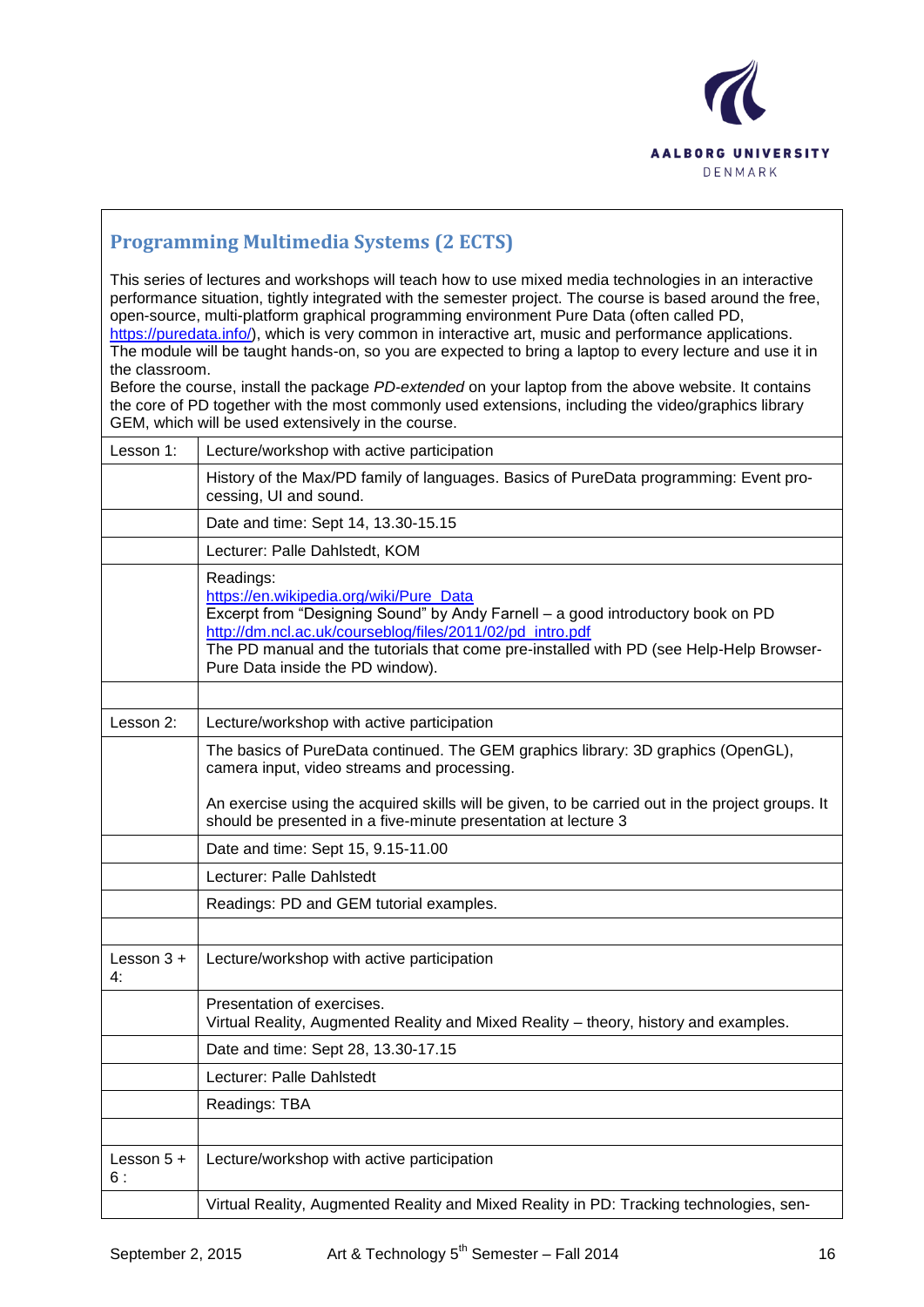## Programming Multimedia Systems (2 ECTS)

This series of lectures and workshops will teach how to use mixed media technologies in an interactive performance situation, tightly integrated with the semester project. The course is based around the free, open-source, multi-platform graphical programming environment Pure Data (often called PD, https://puredata.info/), which is very common in interactive art, music and performance applications. The module will be taught hands-on, so you are expected to bring a laptop to every lecture and use it in the classroom.
Before the course, install the package *PD-extended* on your laptop from the above website. It contains the core of PD together with the most commonly used extensions, including the video/graphics library GEM, which will be used extensively in the course.

| | |
|---|---|
| Lesson 1: | Lecture/workshop with active participation |
| | History of the Max/PD family of languages. Basics of PureData programming: Event processing, UI and sound. |
| | Date and time: Sept 14, 13.30-15.15 |
| | Lecturer: Palle Dahlstedt, KOM |
| | Readings:<br>https://en.wikipedia.org/wiki/Pure_Data<br>Excerpt from "Designing Sound" by Andy Farnell – a good introductory book on PD<br>http://dm.ncl.ac.uk/courseblog/files/2011/02/pd_intro.pdf<br>The PD manual and the tutorials that come pre-installed with PD (see Help-Help Browser-Pure Data inside the PD window). |
| | |
| Lesson 2: | Lecture/workshop with active participation |
| | The basics of PureData continued. The GEM graphics library: 3D graphics (OpenGL), camera input, video streams and processing.<br><br>An exercise using the acquired skills will be given, to be carried out in the project groups. It should be presented in a five-minute presentation at lecture 3 |
| | Date and time: Sept 15, 9.15-11.00 |
| | Lecturer: Palle Dahlstedt |
| | Readings: PD and GEM tutorial examples. |
| | |
| Lesson 3 + 4: | Lecture/workshop with active participation |
| | Presentation of exercises.<br>Virtual Reality, Augmented Reality and Mixed Reality – theory, history and examples. |
| | Date and time: Sept 28, 13.30-17.15 |
| | Lecturer: Palle Dahlstedt |
| | Readings: TBA |
| | |
| Lesson 5 + 6 : | Lecture/workshop with active participation |
| | Virtual Reality, Augmented Reality and Mixed Reality in PD: Tracking technologies, sen- |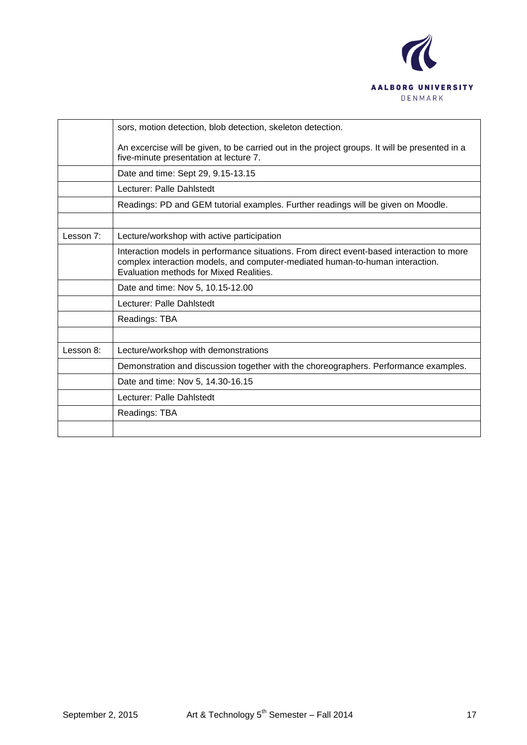| | |
|---|---|
| | sors, motion detection, blob detection, skeleton detection.<br><br>An excercise will be given, to be carried out in the project groups. It will be presented in a five-minute presentation at lecture 7. |
| | Date and time: Sept 29, 9.15-13.15 |
| | Lecturer: Palle Dahlstedt |
| | Readings: PD and GEM tutorial examples. Further readings will be given on Moodle. |
| | |
| Lesson 7: | Lecture/workshop with active participation |
| | Interaction models in performance situations. From direct event-based interaction to more complex interaction models, and computer-mediated human-to-human interaction. Evaluation methods for Mixed Realities. |
| | Date and time: Nov 5, 10.15-12.00 |
| | Lecturer: Palle Dahlstedt |
| | Readings: TBA |
| | |
| Lesson 8: | Lecture/workshop with demonstrations |
| | Demonstration and discussion together with the choreographers. Performance examples. |
| | Date and time: Nov 5, 14.30-16.15 |
| | Lecturer: Palle Dahlstedt |
| | Readings: TBA |
| | |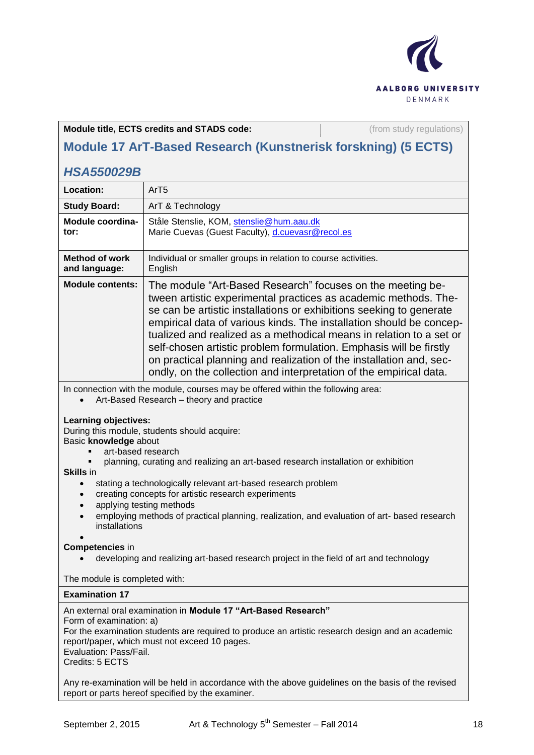**Module title, ECTS credits and STADS code:** (from study regulations)

## Module 17 ArT-Based Research (Kunstnerisk forskning) (5 ECTS)

### *HSA550029B*

| | |
|---|---|
| **Location:** | ArT5 |
| **Study Board:** | ArT & Technology |
| **Module coordinator:** | Ståle Stenslie, KOM, stenslie@hum.aau.dk<br>Marie Cuevas (Guest Faculty), d.cuevasr@recol.es |
| **Method of work and language:** | Individual or smaller groups in relation to course activities.<br>English |
| **Module contents:** | The module "Art-Based Research" focuses on the meeting between artistic experimental practices as academic methods. These can be artistic installations or exhibitions seeking to generate empirical data of various kinds. The installation should be conceptualized and realized as a methodical means in relation to a set or self-chosen artistic problem formulation. Emphasis will be firstly on practical planning and realization of the installation and, secondly, on the collection and interpretation of the empirical data. |

In connection with the module, courses may be offered within the following area:

- Art-Based Research – theory and practice

**Learning objectives:**
During this module, students should acquire:
Basic **knowledge** about

- art-based research
- planning, curating and realizing an art-based research installation or exhibition

**Skills** in

- stating a technologically relevant art-based research problem
- creating concepts for artistic research experiments
- applying testing methods
- employing methods of practical planning, realization, and evaluation of art- based research installations

**Competencies** in

- developing and realizing art-based research project in the field of art and technology

The module is completed with:

**Examination 17**

An external oral examination in **Module 17 "Art-Based Research"**
Form of examination: a)
For the examination students are required to produce an artistic research design and an academic report/paper, which must not exceed 10 pages.
Evaluation: Pass/Fail.
Credits: 5 ECTS

Any re-examination will be held in accordance with the above guidelines on the basis of the revised report or parts hereof specified by the examiner.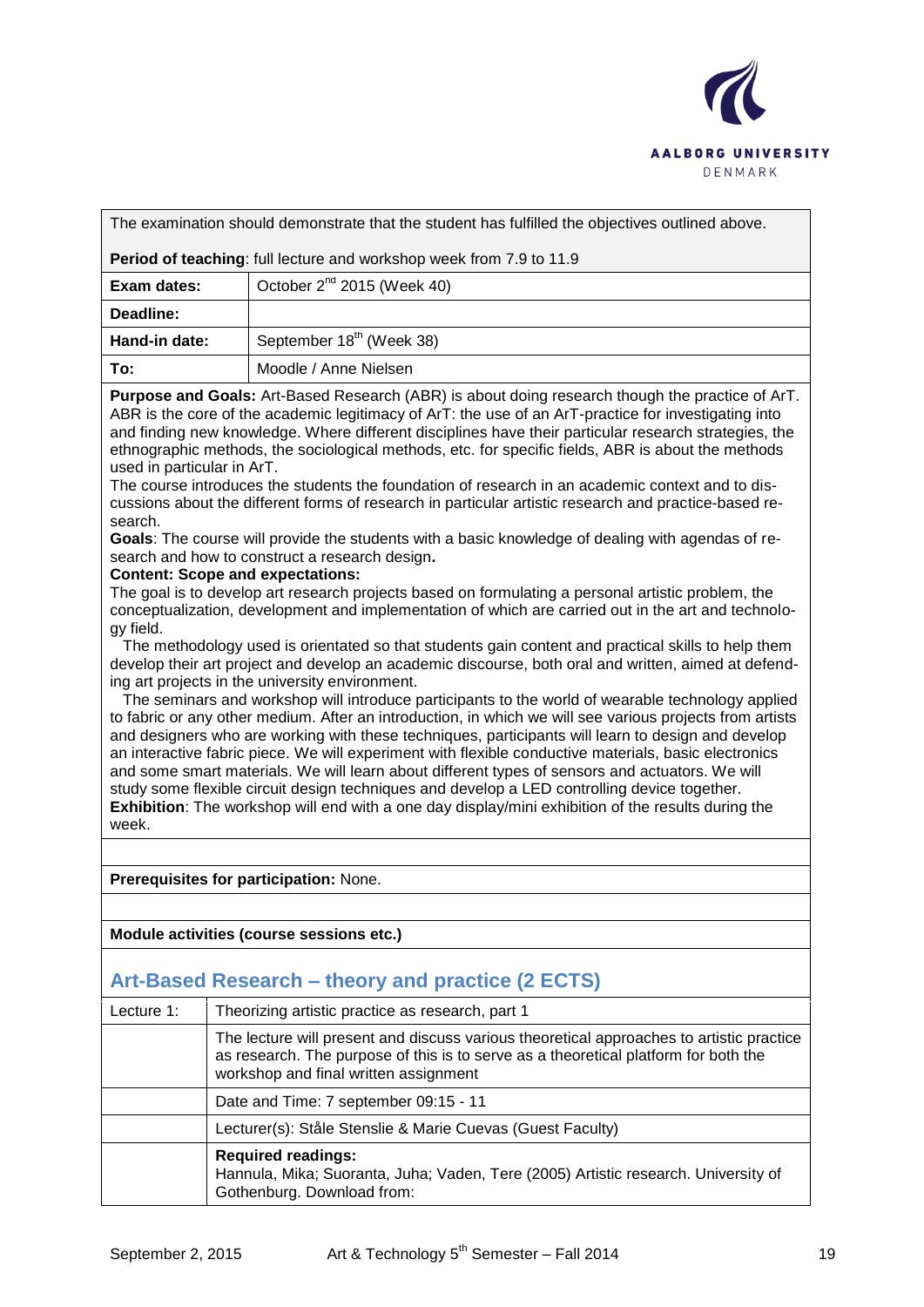The examination should demonstrate that the student has fulfilled the objectives outlined above.

**Period of teaching**: full lecture and workshop week from 7.9 to 11.9

| | |
|---|---|
| **Exam dates:** | October 2nd 2015 (Week 40) |
| **Deadline:** | |
| **Hand-in date:** | September 18th (Week 38) |
| **To:** | Moodle / Anne Nielsen |

**Purpose and Goals:** Art-Based Research (ABR) is about doing research though the practice of ArT. ABR is the core of the academic legitimacy of ArT: the use of an ArT-practice for investigating into and finding new knowledge. Where different disciplines have their particular research strategies, the ethnographic methods, the sociological methods, etc. for specific fields, ABR is about the methods used in particular in ArT.

The course introduces the students the foundation of research in an academic context and to discussions about the different forms of research in particular artistic research and practice-based research.

**Goals**: The course will provide the students with a basic knowledge of dealing with agendas of research and how to construct a research design**.**

**Content: Scope and expectations:**

The goal is to develop art research projects based on formulating a personal artistic problem, the conceptualization, development and implementation of which are carried out in the art and technology field.

The methodology used is orientated so that students gain content and practical skills to help them develop their art project and develop an academic discourse, both oral and written, aimed at defending art projects in the university environment.

The seminars and workshop will introduce participants to the world of wearable technology applied to fabric or any other medium. After an introduction, in which we will see various projects from artists and designers who are working with these techniques, participants will learn to design and develop an interactive fabric piece. We will experiment with flexible conductive materials, basic electronics and some smart materials. We will learn about different types of sensors and actuators. We will study some flexible circuit design techniques and develop a LED controlling device together.

**Exhibition**: The workshop will end with a one day display/mini exhibition of the results during the week.

**Prerequisites for participation:** None.

**Module activities (course sessions etc.)**

## Art-Based Research – theory and practice (2 ECTS)

| Lecture 1: | Theorizing artistic practice as research, part 1 |
|---|---|
| | The lecture will present and discuss various theoretical approaches to artistic practice as research. The purpose of this is to serve as a theoretical platform for both the workshop and final written assignment |
| | Date and Time: 7 september 09:15 - 11 |
| | Lecturer(s): Ståle Stenslie & Marie Cuevas (Guest Faculty) |
| | **Required readings:** Hannula, Mika; Suoranta, Juha; Vaden, Tere (2005) Artistic research. University of Gothenburg. Download from: |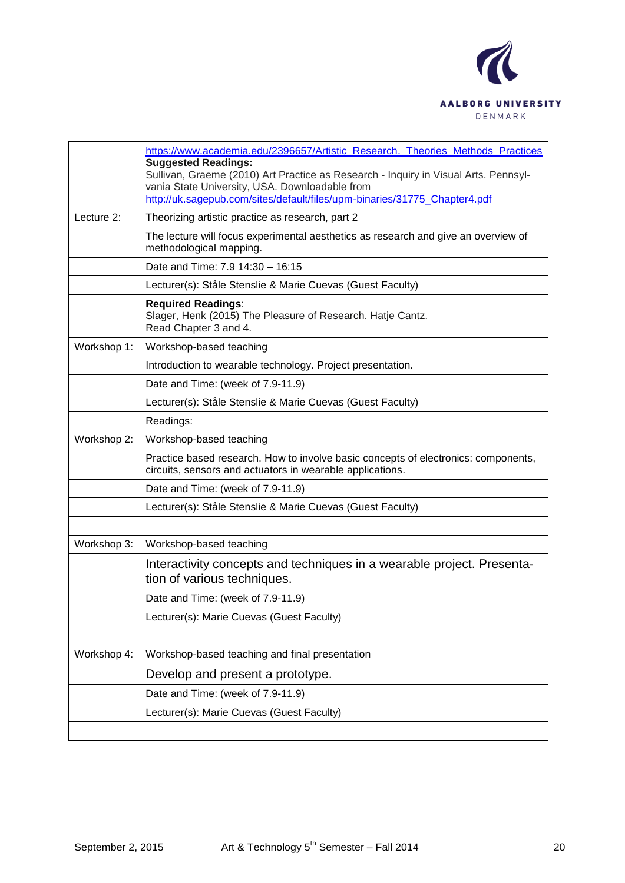| | |
|---|---|
| | https://www.academia.edu/2396657/Artistic_Research._Theories_Methods_Practices<br>**Suggested Readings:**<br>Sullivan, Graeme (2010) Art Practice as Research - Inquiry in Visual Arts. Pennsylvania State University, USA. Downloadable from<br>http://uk.sagepub.com/sites/default/files/upm-binaries/31775_Chapter4.pdf |
| Lecture 2: | Theorizing artistic practice as research, part 2 |
| | The lecture will focus experimental aesthetics as research and give an overview of methodological mapping. |
| | Date and Time: 7.9 14:30 – 16:15 |
| | Lecturer(s): Ståle Stenslie & Marie Cuevas (Guest Faculty) |
| | **Required Readings**:<br>Slager, Henk (2015) The Pleasure of Research. Hatje Cantz.<br>Read Chapter 3 and 4. |
| Workshop 1: | Workshop-based teaching |
| | Introduction to wearable technology. Project presentation. |
| | Date and Time: (week of 7.9-11.9) |
| | Lecturer(s): Ståle Stenslie & Marie Cuevas (Guest Faculty) |
| | Readings: |
| Workshop 2: | Workshop-based teaching |
| | Practice based research. How to involve basic concepts of electronics: components, circuits, sensors and actuators in wearable applications. |
| | Date and Time: (week of 7.9-11.9) |
| | Lecturer(s): Ståle Stenslie & Marie Cuevas (Guest Faculty) |
| | |
| Workshop 3: | Workshop-based teaching |
| | Interactivity concepts and techniques in a wearable project. Presentation of various techniques. |
| | Date and Time: (week of 7.9-11.9) |
| | Lecturer(s): Marie Cuevas (Guest Faculty) |
| | |
| Workshop 4: | Workshop-based teaching and final presentation |
| | Develop and present a prototype. |
| | Date and Time: (week of 7.9-11.9) |
| | Lecturer(s): Marie Cuevas (Guest Faculty) |
| | |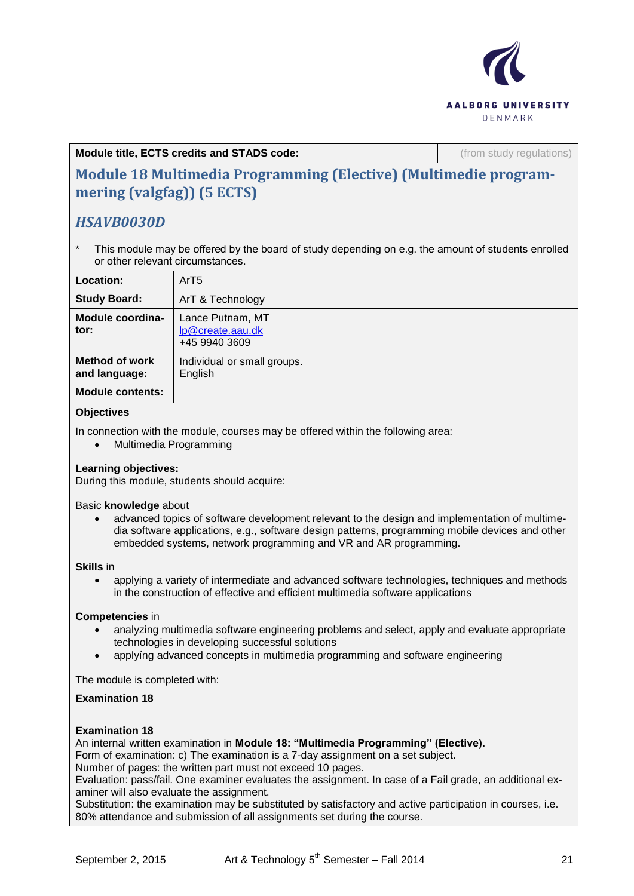**Module title, ECTS credits and STADS code:** (from study regulations)

## Module 18 Multimedia Programming (Elective) (Multimedie programmering (valgfag)) (5 ECTS)

### *HSAVB0030D*

* This module may be offered by the board of study depending on e.g. the amount of students enrolled or other relevant circumstances.

| | |
|---|---|
| **Location:** | ArT5 |
| **Study Board:** | ArT & Technology |
| **Module coordinator:** | Lance Putnam, MT<br>lp@create.aau.dk<br>+45 9940 3609 |
| **Method of work and language:** | Individual or small groups.<br>English |
| **Module contents:** | |

**Objectives**

In connection with the module, courses may be offered within the following area:

- Multimedia Programming

**Learning objectives:**
During this module, students should acquire:

Basic **knowledge** about

- advanced topics of software development relevant to the design and implementation of multimedia software applications, e.g., software design patterns, programming mobile devices and other embedded systems, network programming and VR and AR programming.

**Skills** in

- applying a variety of intermediate and advanced software technologies, techniques and methods in the construction of effective and efficient multimedia software applications

**Competencies** in

- analyzing multimedia software engineering problems and select, apply and evaluate appropriate technologies in developing successful solutions
- applyíng advanced concepts in multimedia programming and software engineering

The module is completed with:

**Examination 18**

**Examination 18**
An internal written examination in **Module 18: "Multimedia Programming" (Elective).**
Form of examination: c) The examination is a 7-day assignment on a set subject.
Number of pages: the written part must not exceed 10 pages.
Evaluation: pass/fail. One examiner evaluates the assignment. In case of a Fail grade, an additional examiner will also evaluate the assignment.
Substitution: the examination may be substituted by satisfactory and active participation in courses, i.e. 80% attendance and submission of all assignments set during the course.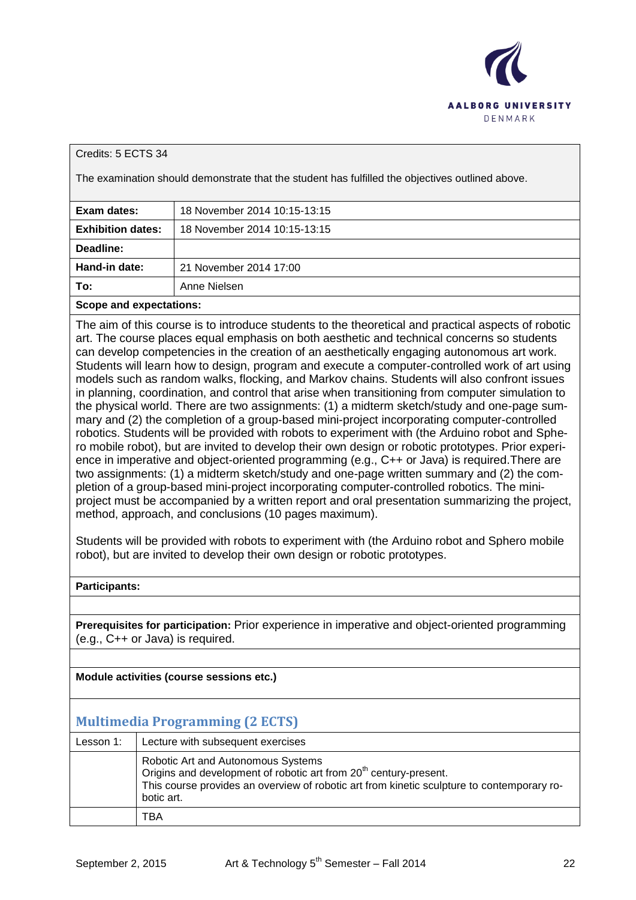Credits: 5 ECTS 34

The examination should demonstrate that the student has fulfilled the objectives outlined above.

| | |
|---|---|
| **Exam dates:** | 18 November 2014 10:15-13:15 |
| **Exhibition dates:** | 18 November 2014 10:15-13:15 |
| **Deadline:** | |
| **Hand-in date:** | 21 November 2014 17:00 |
| **To:** | Anne Nielsen |

**Scope and expectations:**

The aim of this course is to introduce students to the theoretical and practical aspects of robotic art. The course places equal emphasis on both aesthetic and technical concerns so students can develop competencies in the creation of an aesthetically engaging autonomous art work. Students will learn how to design, program and execute a computer-controlled work of art using models such as random walks, flocking, and Markov chains. Students will also confront issues in planning, coordination, and control that arise when transitioning from computer simulation to the physical world. There are two assignments: (1) a midterm sketch/study and one-page summary and (2) the completion of a group-based mini-project incorporating computer-controlled robotics. Students will be provided with robots to experiment with (the Arduino robot and Sphero mobile robot), but are invited to develop their own design or robotic prototypes. Prior experience in imperative and object-oriented programming (e.g., C++ or Java) is required.There are two assignments: (1) a midterm sketch/study and one-page written summary and (2) the completion of a group-based mini-project incorporating computer-controlled robotics. The mini-project must be accompanied by a written report and oral presentation summarizing the project, method, approach, and conclusions (10 pages maximum).

Students will be provided with robots to experiment with (the Arduino robot and Sphero mobile robot), but are invited to develop their own design or robotic prototypes.

**Participants:**

**Prerequisites for participation:** Prior experience in imperative and object-oriented programming (e.g., C++ or Java) is required.

**Module activities (course sessions etc.)**

## Multimedia Programming (2 ECTS)

| Lesson 1: | Lecture with subsequent exercises |
|---|---|
| | Robotic Art and Autonomous Systems<br>Origins and development of robotic art from 20th century-present.<br>This course provides an overview of robotic art from kinetic sculpture to contemporary robotic art. |
| | TBA |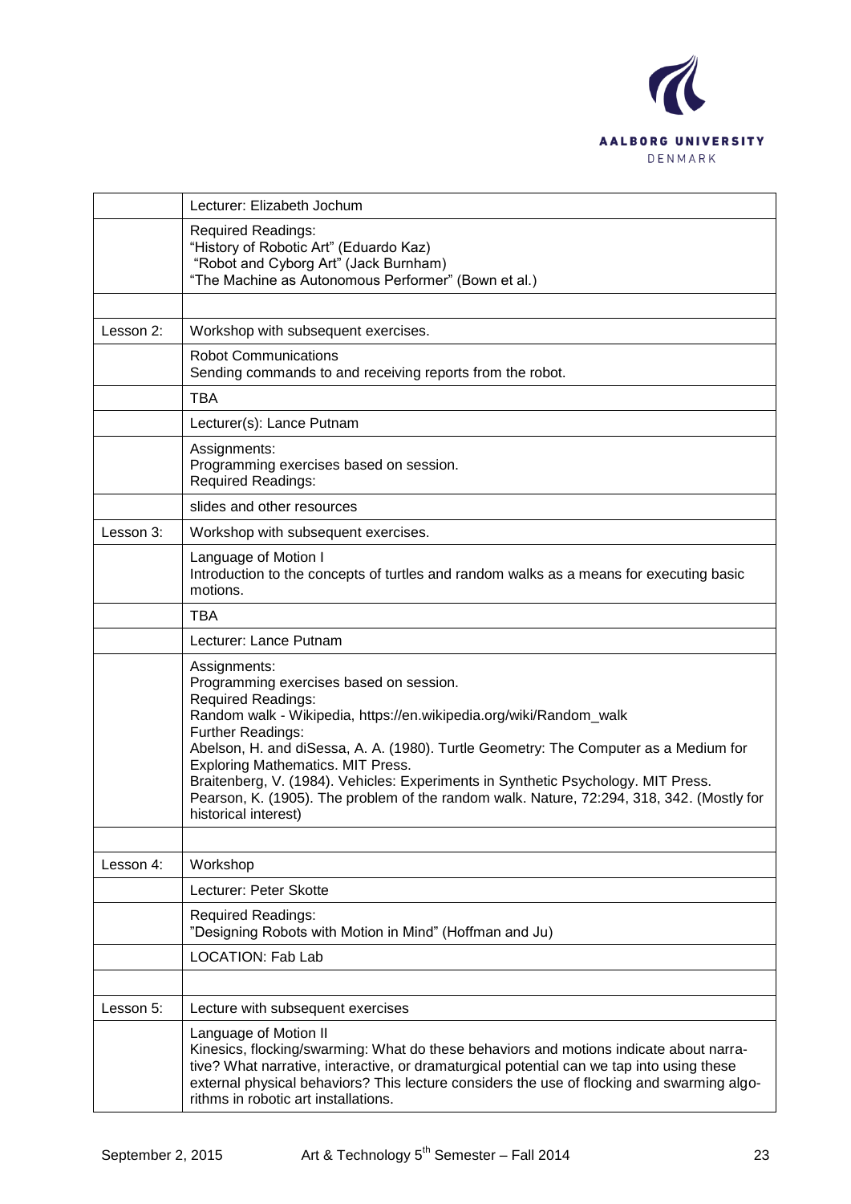| | |
|---|---|
| | Lecturer: Elizabeth Jochum |
| | Required Readings:<br>“History of Robotic Art” (Eduardo Kaz)<br>“Robot and Cyborg Art” (Jack Burnham)<br>“The Machine as Autonomous Performer” (Bown et al.) |
| | |
| Lesson 2: | Workshop with subsequent exercises. |
| | Robot Communications<br>Sending commands to and receiving reports from the robot. |
| | TBA |
| | Lecturer(s): Lance Putnam |
| | Assignments:<br>Programming exercises based on session.<br>Required Readings: |
| | slides and other resources |
| Lesson 3: | Workshop with subsequent exercises. |
| | Language of Motion I<br>Introduction to the concepts of turtles and random walks as a means for executing basic motions. |
| | TBA |
| | Lecturer: Lance Putnam |
| | Assignments:<br>Programming exercises based on session.<br>Required Readings:<br>Random walk - Wikipedia, https://en.wikipedia.org/wiki/Random_walk<br>Further Readings:<br>Abelson, H. and diSessa, A. A. (1980). Turtle Geometry: The Computer as a Medium for Exploring Mathematics. MIT Press.<br>Braitenberg, V. (1984). Vehicles: Experiments in Synthetic Psychology. MIT Press.<br>Pearson, K. (1905). The problem of the random walk. Nature, 72:294, 318, 342. (Mostly for historical interest) |
| | |
| Lesson 4: | Workshop |
| | Lecturer: Peter Skotte |
| | Required Readings:<br>”Designing Robots with Motion in Mind” (Hoffman and Ju) |
| | LOCATION: Fab Lab |
| | |
| Lesson 5: | Lecture with subsequent exercises |
| | Language of Motion II<br>Kinesics, flocking/swarming: What do these behaviors and motions indicate about narrative? What narrative, interactive, or dramaturgical potential can we tap into using these external physical behaviors? This lecture considers the use of flocking and swarming algorithms in robotic art installations. |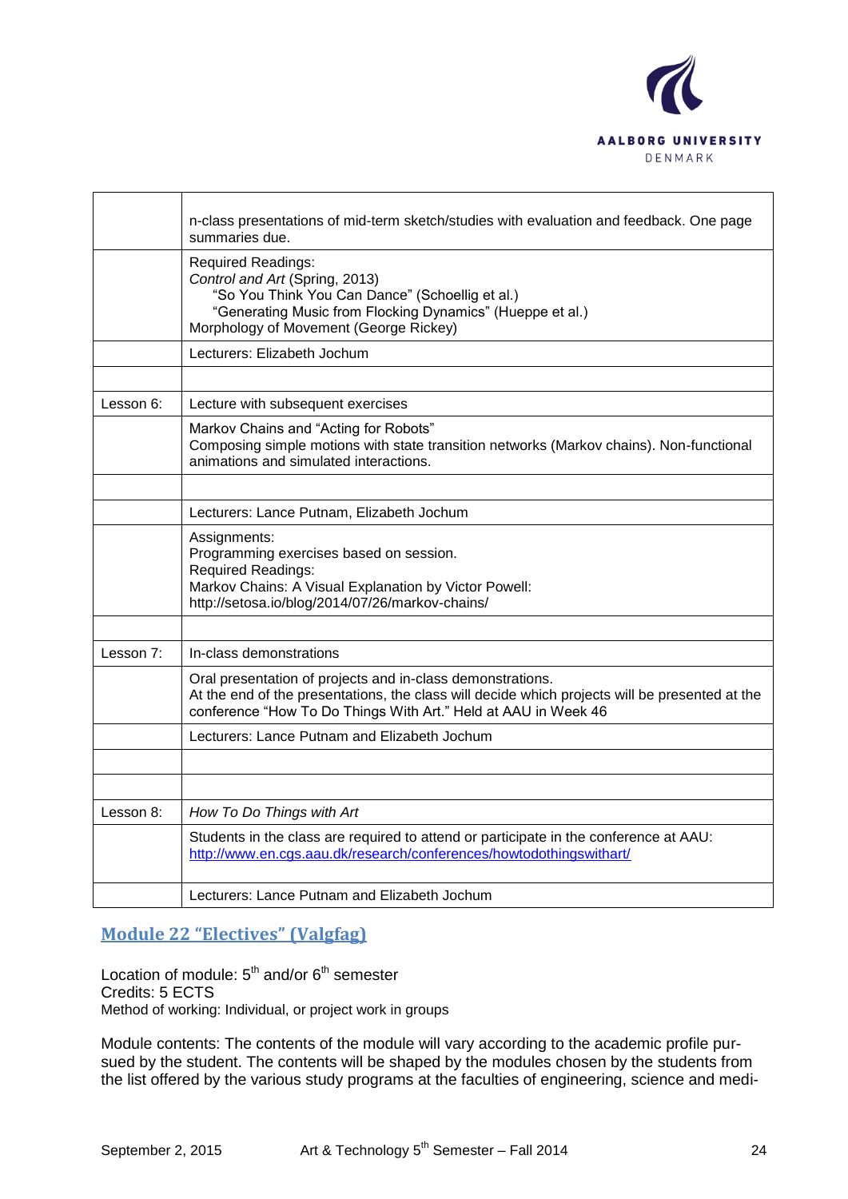| | |
|---|---|
| | n-class presentations of mid-term sketch/studies with evaluation and feedback. One page summaries due. |
| | Required Readings:<br>*Control and Art* (Spring, 2013)<br>"So You Think You Can Dance" (Schoellig et al.)<br>"Generating Music from Flocking Dynamics" (Hueppe et al.)<br>Morphology of Movement (George Rickey) |
| | Lecturers: Elizabeth Jochum |
| | |
| Lesson 6: | Lecture with subsequent exercises |
| | Markov Chains and "Acting for Robots"<br>Composing simple motions with state transition networks (Markov chains). Non-functional animations and simulated interactions. |
| | |
| | Lecturers: Lance Putnam, Elizabeth Jochum |
| | Assignments:<br>Programming exercises based on session.<br>Required Readings:<br>Markov Chains: A Visual Explanation by Victor Powell:<br>http://setosa.io/blog/2014/07/26/markov-chains/ |
| | |
| Lesson 7: | In-class demonstrations |
| | Oral presentation of projects and in-class demonstrations.<br>At the end of the presentations, the class will decide which projects will be presented at the conference "How To Do Things With Art." Held at AAU in Week 46 |
| | Lecturers: Lance Putnam and Elizabeth Jochum |
| | |
| | |
| Lesson 8: | *How To Do Things with Art* |
| | Students in the class are required to attend or participate in the conference at AAU:<br>http://www.en.cgs.aau.dk/research/conferences/howtodothingswithart/ |
| | Lecturers: Lance Putnam and Elizabeth Jochum |

## Module 22 "Electives" (Valgfag)

Location of module: 5th and/or 6th semester
Credits: 5 ECTS
Method of working: Individual, or project work in groups

Module contents: The contents of the module will vary according to the academic profile pursued by the student. The contents will be shaped by the modules chosen by the students from the list offered by the various study programs at the faculties of engineering, science and medi-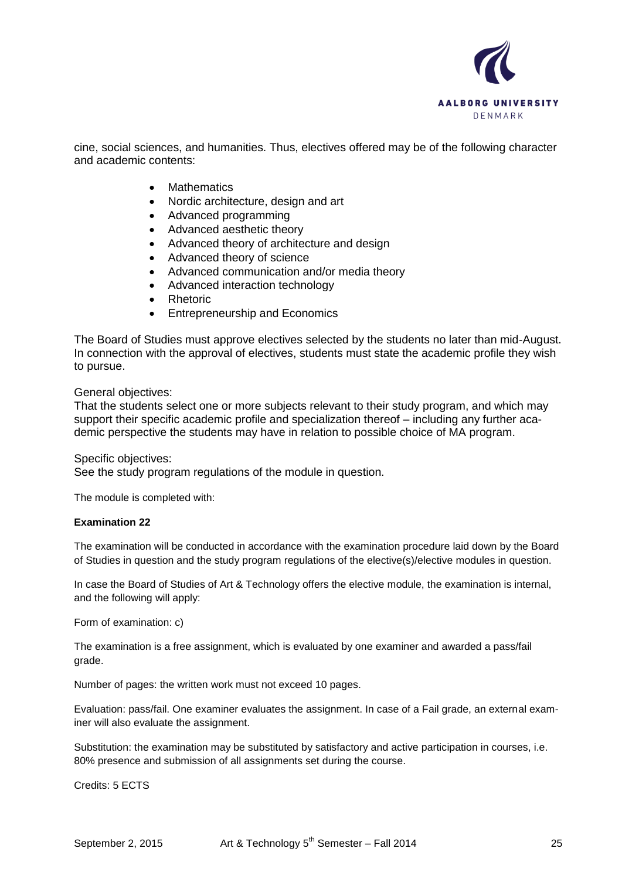cine, social sciences, and humanities. Thus, electives offered may be of the following character and academic contents:

- Mathematics
- Nordic architecture, design and art
- Advanced programming
- Advanced aesthetic theory
- Advanced theory of architecture and design
- Advanced theory of science
- Advanced communication and/or media theory
- Advanced interaction technology
- Rhetoric
- Entrepreneurship and Economics

The Board of Studies must approve electives selected by the students no later than mid-August. In connection with the approval of electives, students must state the academic profile they wish to pursue.

General objectives:
That the students select one or more subjects relevant to their study program, and which may support their specific academic profile and specialization thereof – including any further academic perspective the students may have in relation to possible choice of MA program.

Specific objectives:
See the study program regulations of the module in question.

The module is completed with:

**Examination 22**

The examination will be conducted in accordance with the examination procedure laid down by the Board of Studies in question and the study program regulations of the elective(s)/elective modules in question.

In case the Board of Studies of Art & Technology offers the elective module, the examination is internal, and the following will apply:

Form of examination: c)

The examination is a free assignment, which is evaluated by one examiner and awarded a pass/fail grade.

Number of pages: the written work must not exceed 10 pages.

Evaluation: pass/fail. One examiner evaluates the assignment. In case of a Fail grade, an external examiner will also evaluate the assignment.

Substitution: the examination may be substituted by satisfactory and active participation in courses, i.e. 80% presence and submission of all assignments set during the course.

Credits: 5 ECTS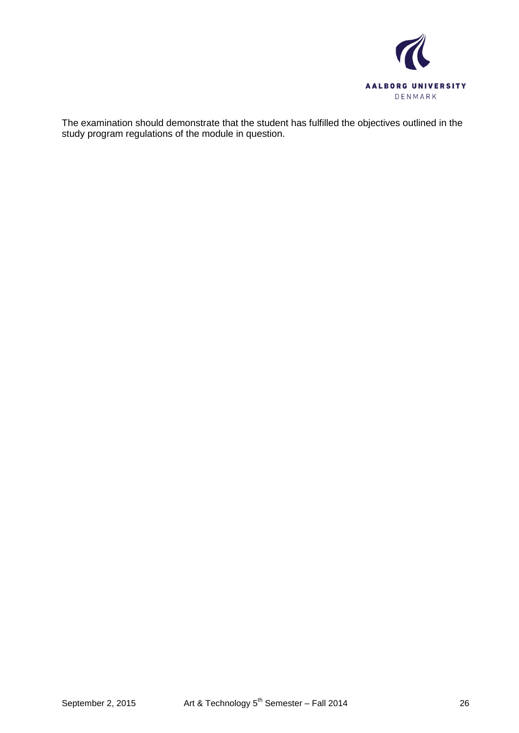The examination should demonstrate that the student has fulfilled the objectives outlined in the study program regulations of the module in question.